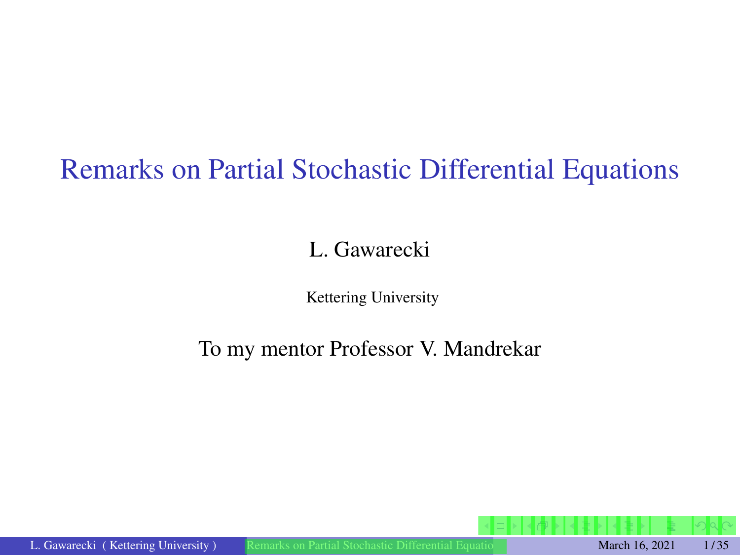# Remarks on Partial Stochastic Differential Equations

L. Gawarecki

Kettering University

To my mentor Professor V. Mandrekar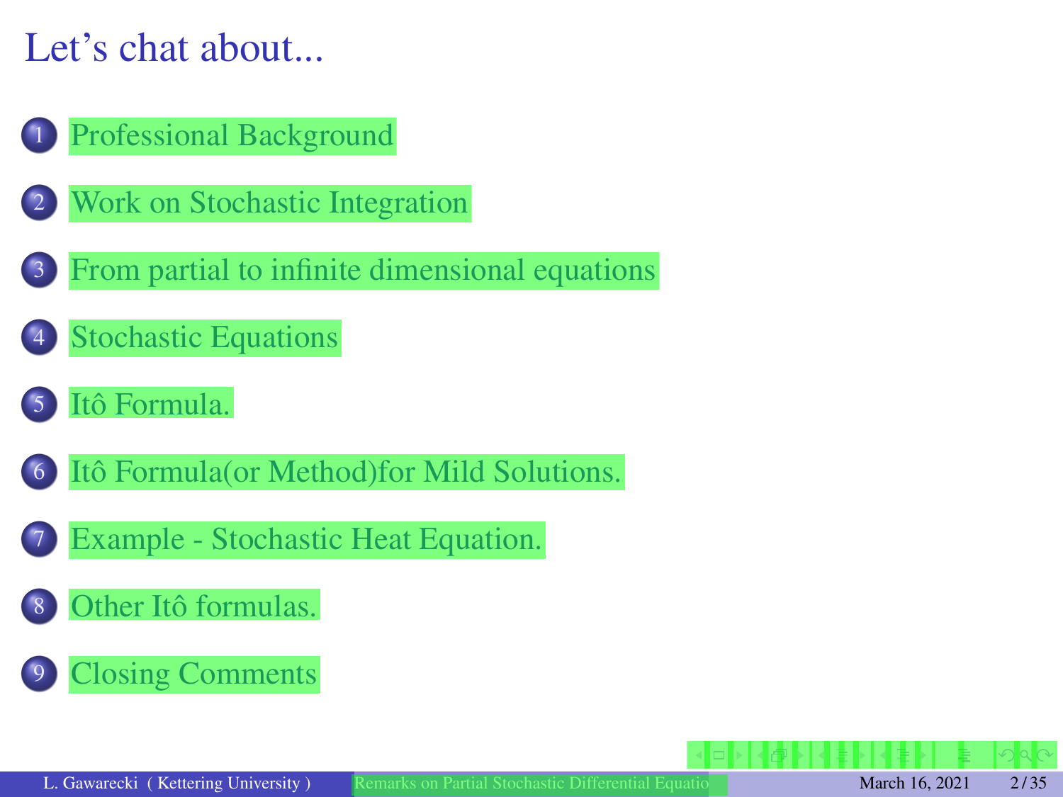# Let's chat about...

1. Professional Background
2. Work on Stochastic Integration
3. From partial to infinite dimensional equations
4. Stochastic Equations
5. Itô Formula.
6. Itô Formula(or Method)for Mild Solutions.
7. Example - Stochastic Heat Equation.
8. Other Itô formulas.
9. Closing Comments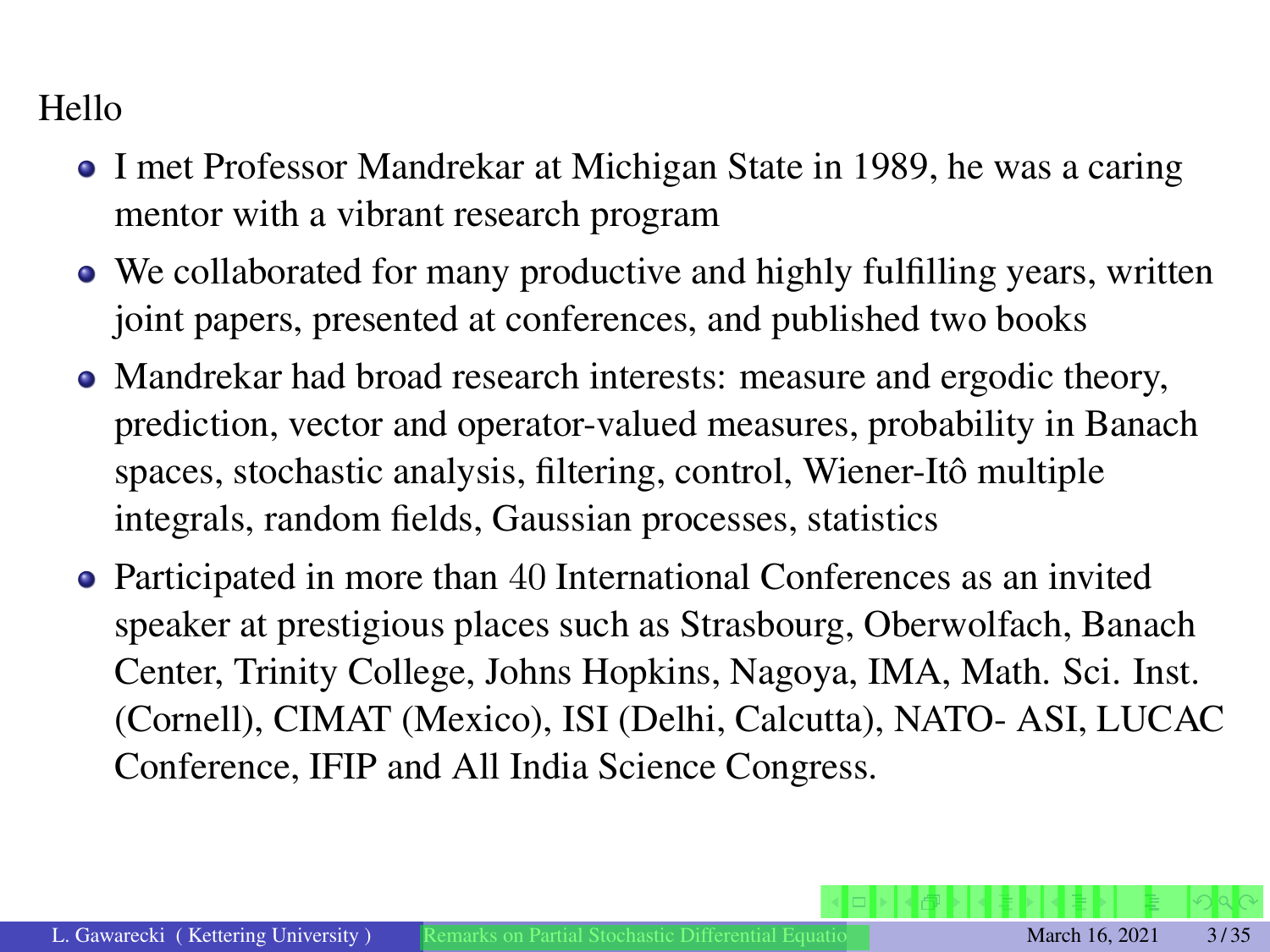Hello

- I met Professor Mandrekar at Michigan State in 1989, he was a caring mentor with a vibrant research program
- We collaborated for many productive and highly fulfilling years, written joint papers, presented at conferences, and published two books
- Mandrekar had broad research interests: measure and ergodic theory, prediction, vector and operator-valued measures, probability in Banach spaces, stochastic analysis, filtering, control, Wiener-Itô multiple integrals, random fields, Gaussian processes, statistics
- Participated in more than 40 International Conferences as an invited speaker at prestigious places such as Strasbourg, Oberwolfach, Banach Center, Trinity College, Johns Hopkins, Nagoya, IMA, Math. Sci. Inst. (Cornell), CIMAT (Mexico), ISI (Delhi, Calcutta), NATO- ASI, LUCAC Conference, IFIP and All India Science Congress.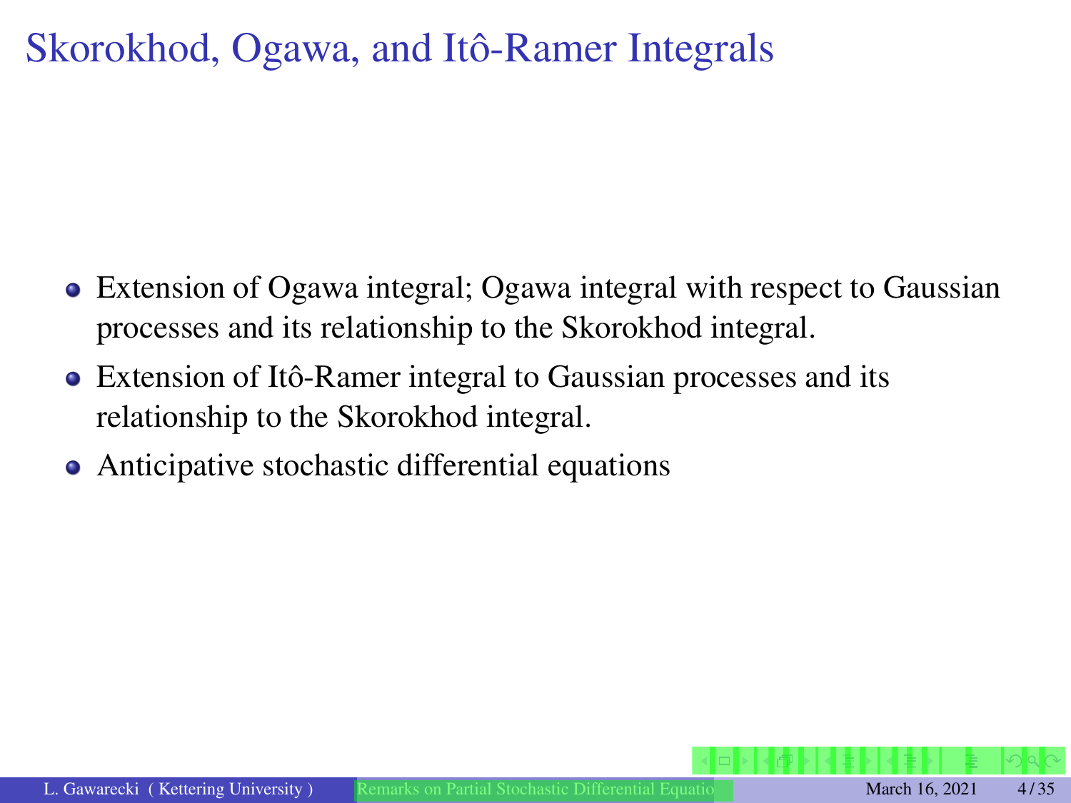# Skorokhod, Ogawa, and Itô-Ramer Integrals

- Extension of Ogawa integral; Ogawa integral with respect to Gaussian processes and its relationship to the Skorokhod integral.
- Extension of Itô-Ramer integral to Gaussian processes and its relationship to the Skorokhod integral.
- Anticipative stochastic differential equations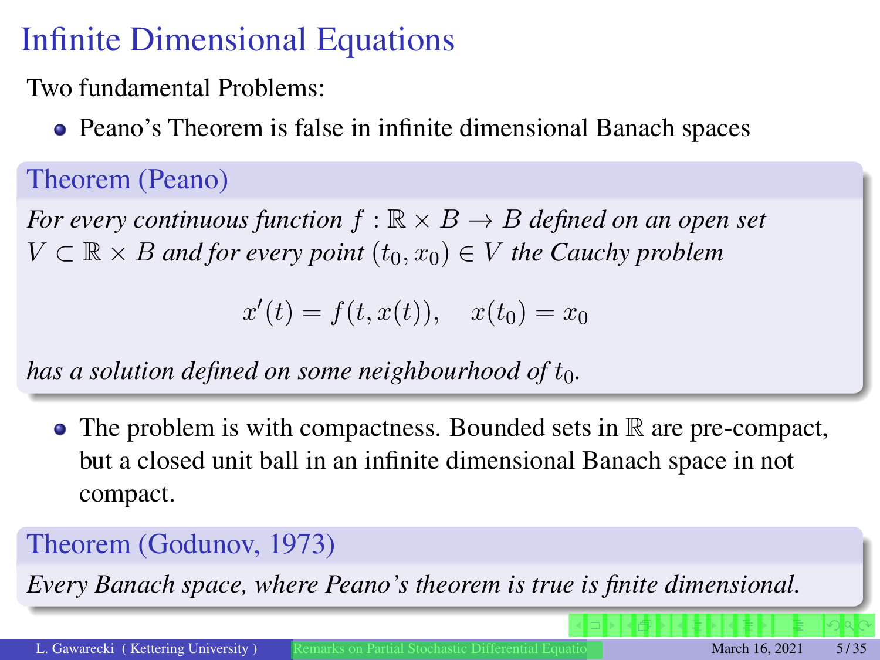# Infinite Dimensional Equations

Two fundamental Problems:

- Peano's Theorem is false in infinite dimensional Banach spaces

**Theorem (Peano)**

*For every continuous function $f : \mathbb{R} \times B \to B$ defined on an open set $V \subset \mathbb{R} \times B$ and for every point $(t_0, x_0) \in V$ the Cauchy problem*

$$x'(t) = f(t, x(t)), \quad x(t_0) = x_0$$

*has a solution defined on some neighbourhood of $t_0$.*

- The problem is with compactness. Bounded sets in $\mathbb{R}$ are pre-compact, but a closed unit ball in an infinite dimensional Banach space in not compact.

**Theorem (Godunov, 1973)**

*Every Banach space, where Peano's theorem is true is finite dimensional.*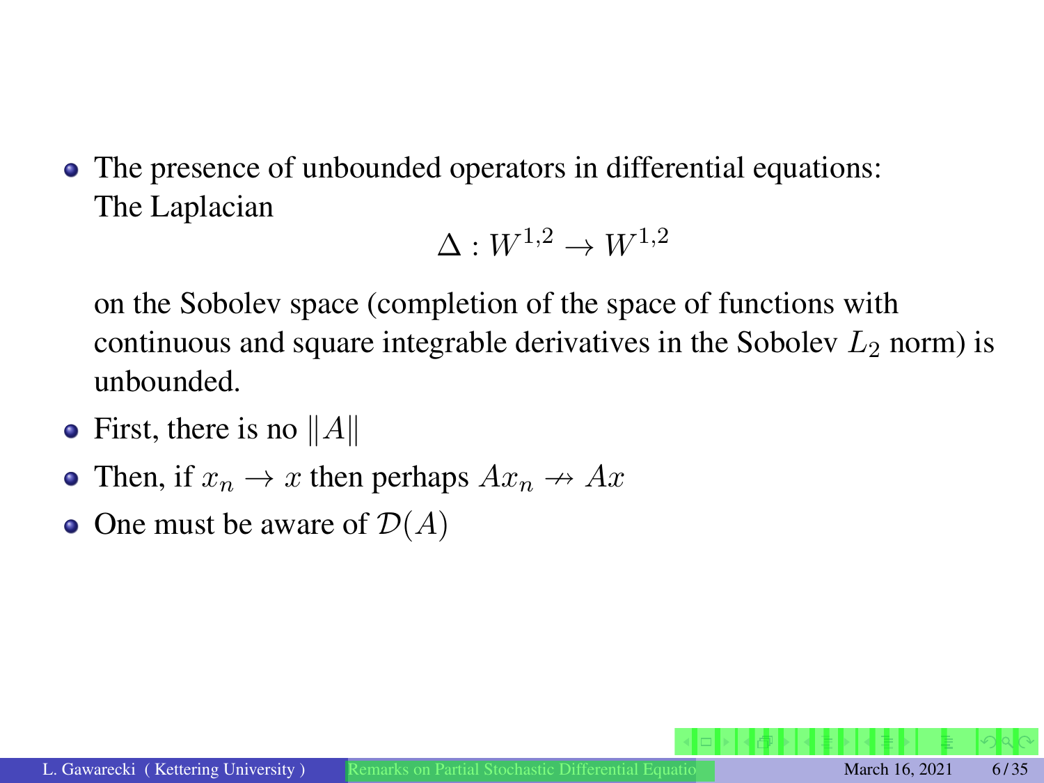- The presence of unbounded operators in differential equations:
  The Laplacian

$$\Delta : W^{1,2} \to W^{1,2}$$

  on the Sobolev space (completion of the space of functions with continuous and square integrable derivatives in the Sobolev $L_2$ norm) is unbounded.
- First, there is no $\|A\|$
- Then, if $x_n \to x$ then perhaps $Ax_n \nrightarrow Ax$
- One must be aware of $\mathcal{D}(A)$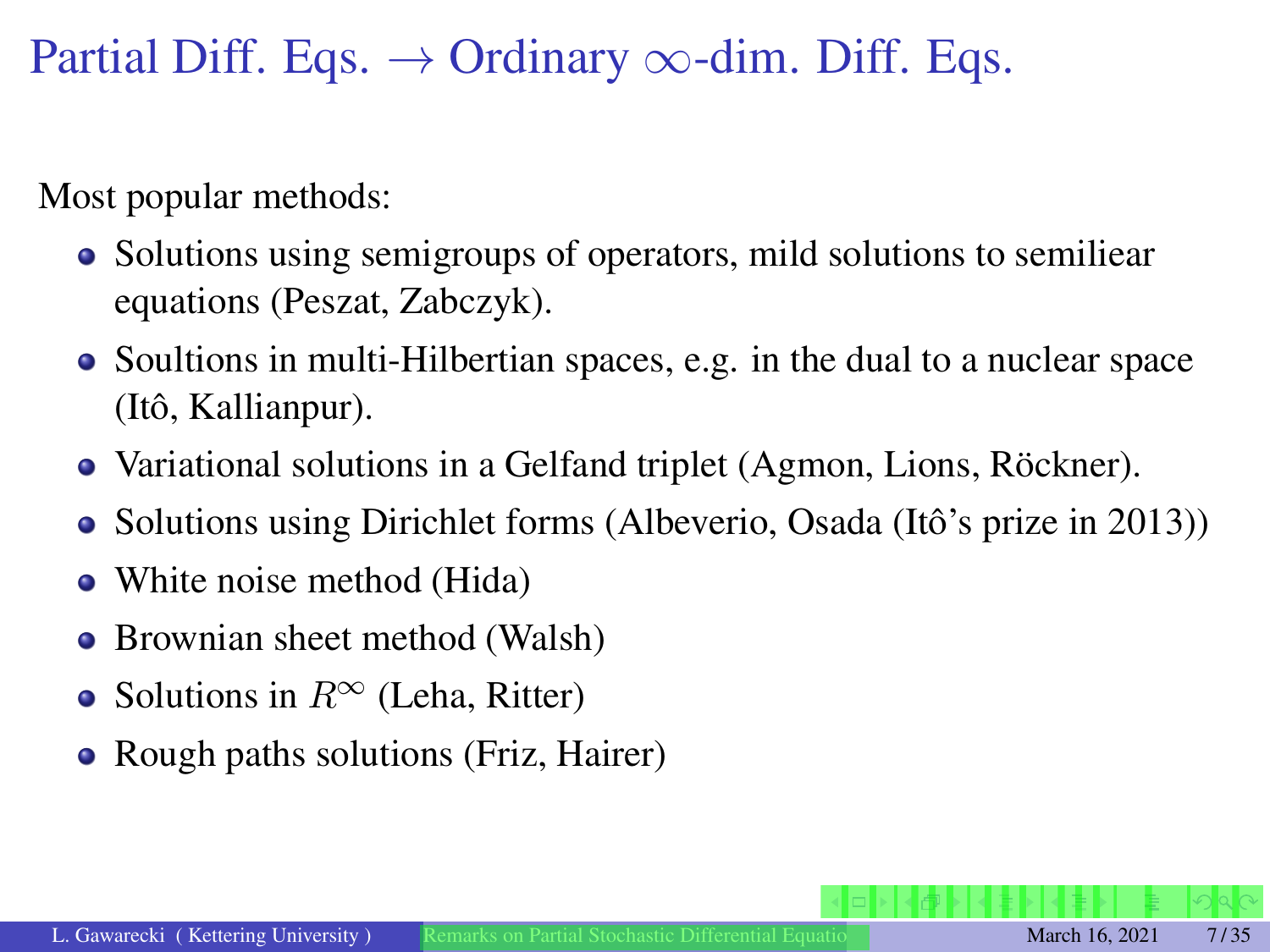# Partial Diff. Eqs. $\rightarrow$ Ordinary $\infty$-dim. Diff. Eqs.

Most popular methods:

- Solutions using semigroups of operators, mild solutions to semiliear equations (Peszat, Zabczyk).
- Soultions in multi-Hilbertian spaces, e.g. in the dual to a nuclear space (Itô, Kallianpur).
- Variational solutions in a Gelfand triplet (Agmon, Lions, Röckner).
- Solutions using Dirichlet forms (Albeverio, Osada (Itô's prize in 2013))
- White noise method (Hida)
- Brownian sheet method (Walsh)
- Solutions in $R^{\infty}$ (Leha, Ritter)
- Rough paths solutions (Friz, Hairer)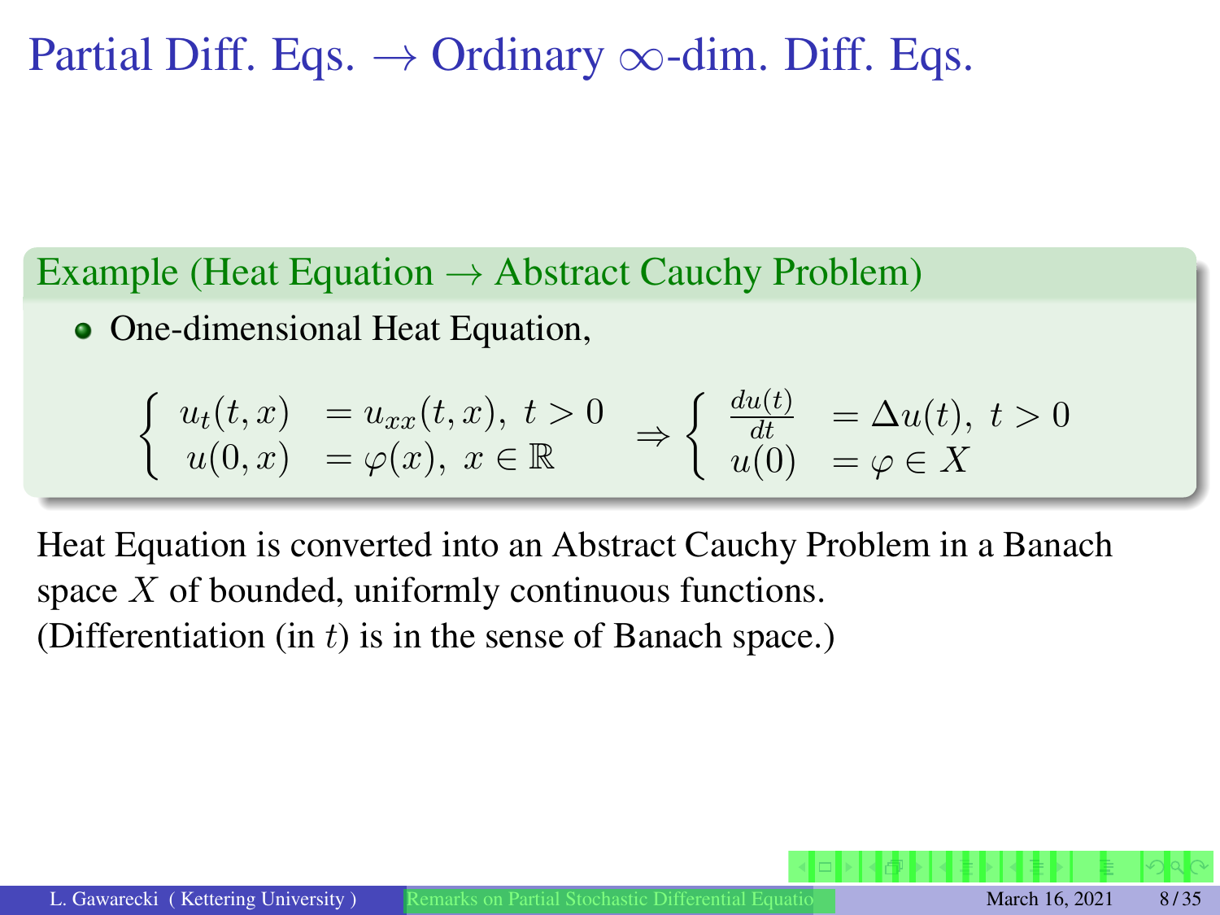# Partial Diff. Eqs. → Ordinary ∞-dim. Diff. Eqs.

**Example (Heat Equation → Abstract Cauchy Problem)**

- One-dimensional Heat Equation,

$$\left\{ \begin{array}{ll} u_t(t,x) & = u_{xx}(t,x),\ t>0 \\ u(0,x) & = \varphi(x),\ x \in \mathbb{R} \end{array} \right. \Rightarrow \left\{ \begin{array}{ll} \frac{du(t)}{dt} & = \Delta u(t),\ t>0 \\ u(0) & = \varphi \in X \end{array} \right.$$

Heat Equation is converted into an Abstract Cauchy Problem in a Banach space $X$ of bounded, uniformly continuous functions.
(Differentiation (in $t$) is in the sense of Banach space.)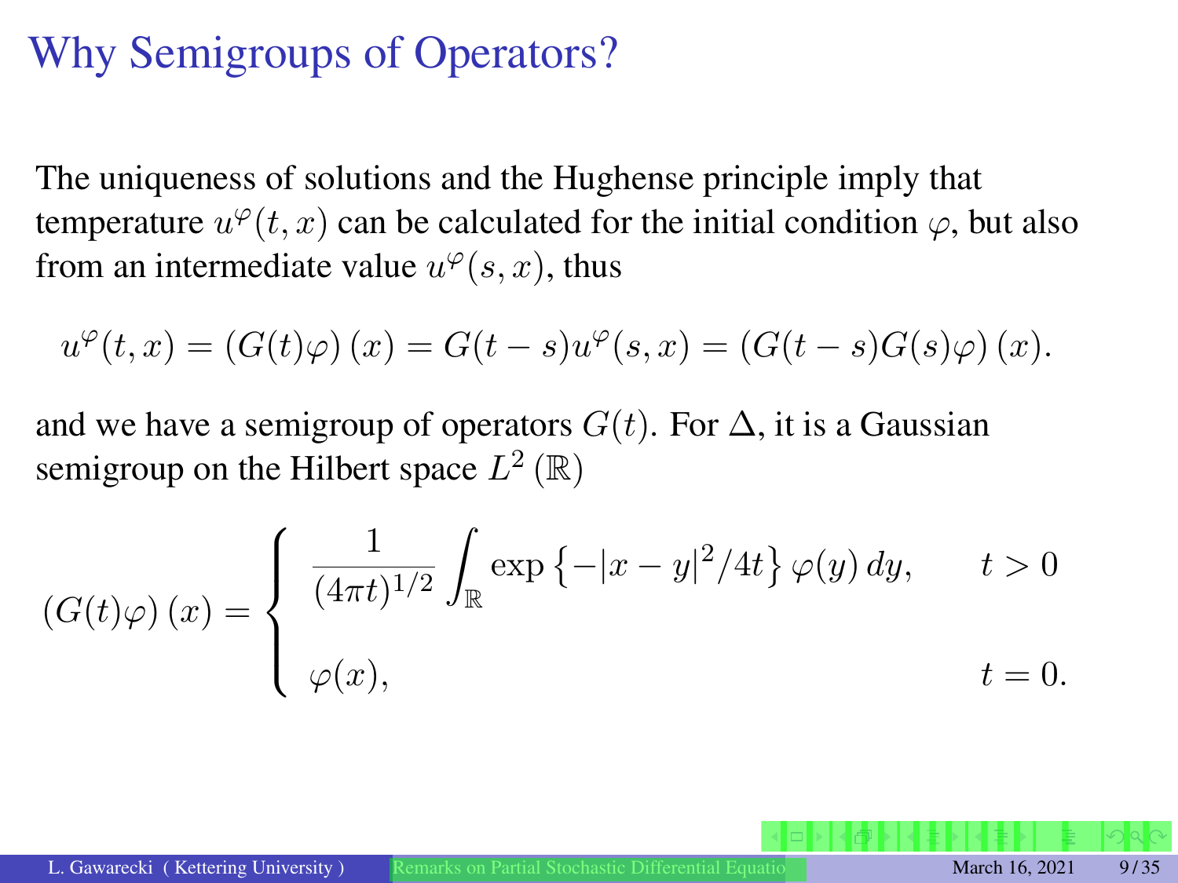# Why Semigroups of Operators?

The uniqueness of solutions and the Hughense principle imply that temperature $u^{\varphi}(t,x)$ can be calculated for the initial condition $\varphi$, but also from an intermediate value $u^{\varphi}(s,x)$, thus

$$u^{\varphi}(t,x) = \left(G(t)\varphi\right)(x) = G(t-s)u^{\varphi}(s,x) = \left(G(t-s)G(s)\varphi\right)(x).$$

and we have a semigroup of operators $G(t)$. For $\Delta$, it is a Gaussian semigroup on the Hilbert space $L^2(\mathbb{R})$

$$\left(G(t)\varphi\right)(x) = \begin{cases} \dfrac{1}{(4\pi t)^{1/2}} \displaystyle\int_{\mathbb{R}} \exp\left\{-|x-y|^2/4t\right\} \varphi(y)\, dy, & t > 0 \\[2ex] \varphi(x), & t = 0. \end{cases}$$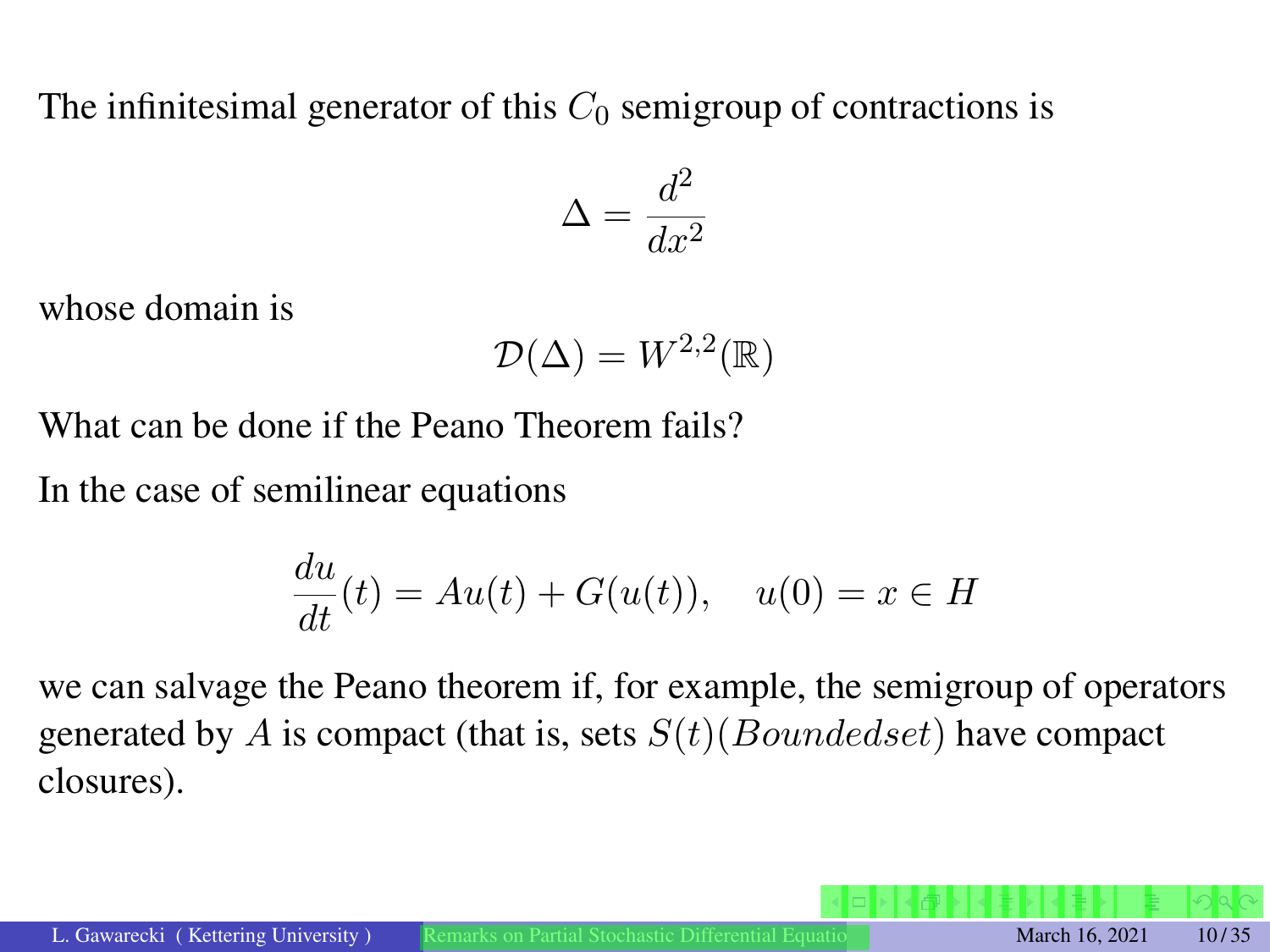The infinitesimal generator of this $C_0$ semigroup of contractions is

$$\Delta = \frac{d^2}{dx^2}$$

whose domain is

$$\mathcal{D}(\Delta) = W^{2,2}(\mathbb{R})$$

What can be done if the Peano Theorem fails?

In the case of semilinear equations

$$\frac{du}{dt}(t) = Au(t) + G(u(t)), \quad u(0) = x \in H$$

we can salvage the Peano theorem if, for example, the semigroup of operators generated by $A$ is compact (that is, sets $S(t)(Boundedset)$ have compact closures).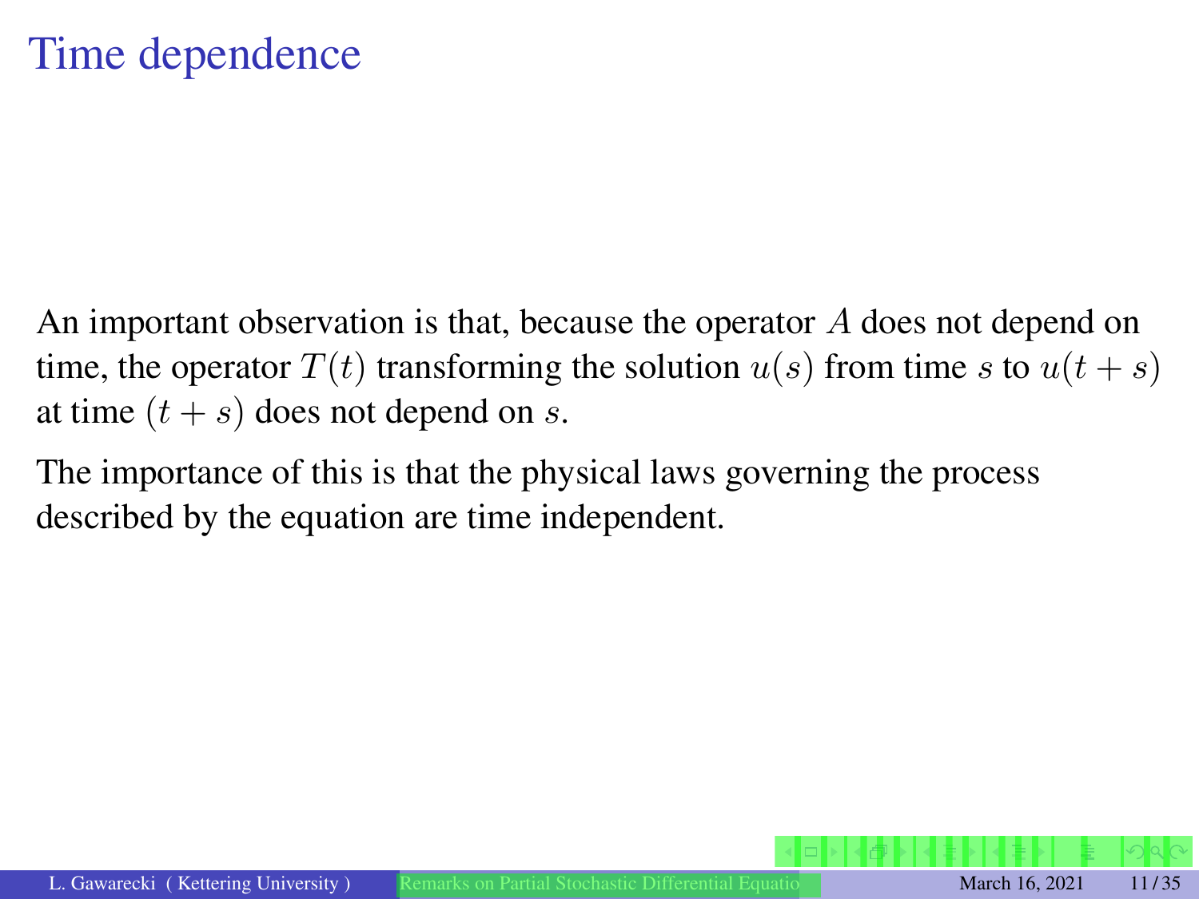# Time dependence

An important observation is that, because the operator $A$ does not depend on time, the operator $T(t)$ transforming the solution $u(s)$ from time $s$ to $u(t+s)$ at time $(t+s)$ does not depend on $s$.

The importance of this is that the physical laws governing the process described by the equation are time independent.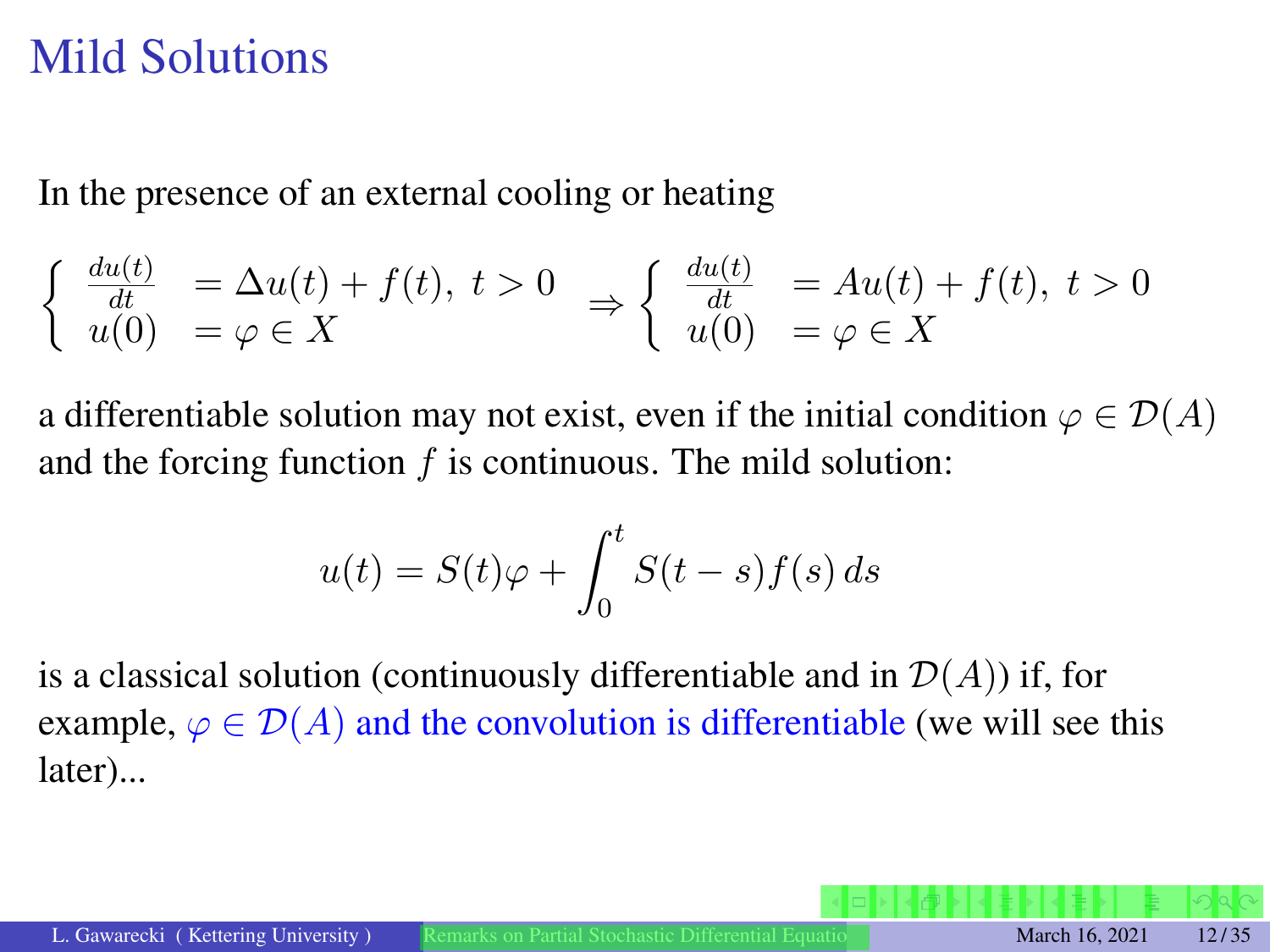# Mild Solutions

In the presence of an external cooling or heating

$$\begin{cases} \frac{du(t)}{dt} & = \Delta u(t) + f(t),\ t > 0 \\ u(0) & = \varphi \in X \end{cases} \Rightarrow \begin{cases} \frac{du(t)}{dt} & = Au(t) + f(t),\ t > 0 \\ u(0) & = \varphi \in X \end{cases}$$

a differentiable solution may not exist, even if the initial condition $\varphi \in \mathcal{D}(A)$ and the forcing function $f$ is continuous. The mild solution:

$$u(t) = S(t)\varphi + \int_0^t S(t-s) f(s)\, ds$$

is a classical solution (continuously differentiable and in $\mathcal{D}(A)$) if, for example, $\varphi \in \mathcal{D}(A)$ and the convolution is differentiable (we will see this later)...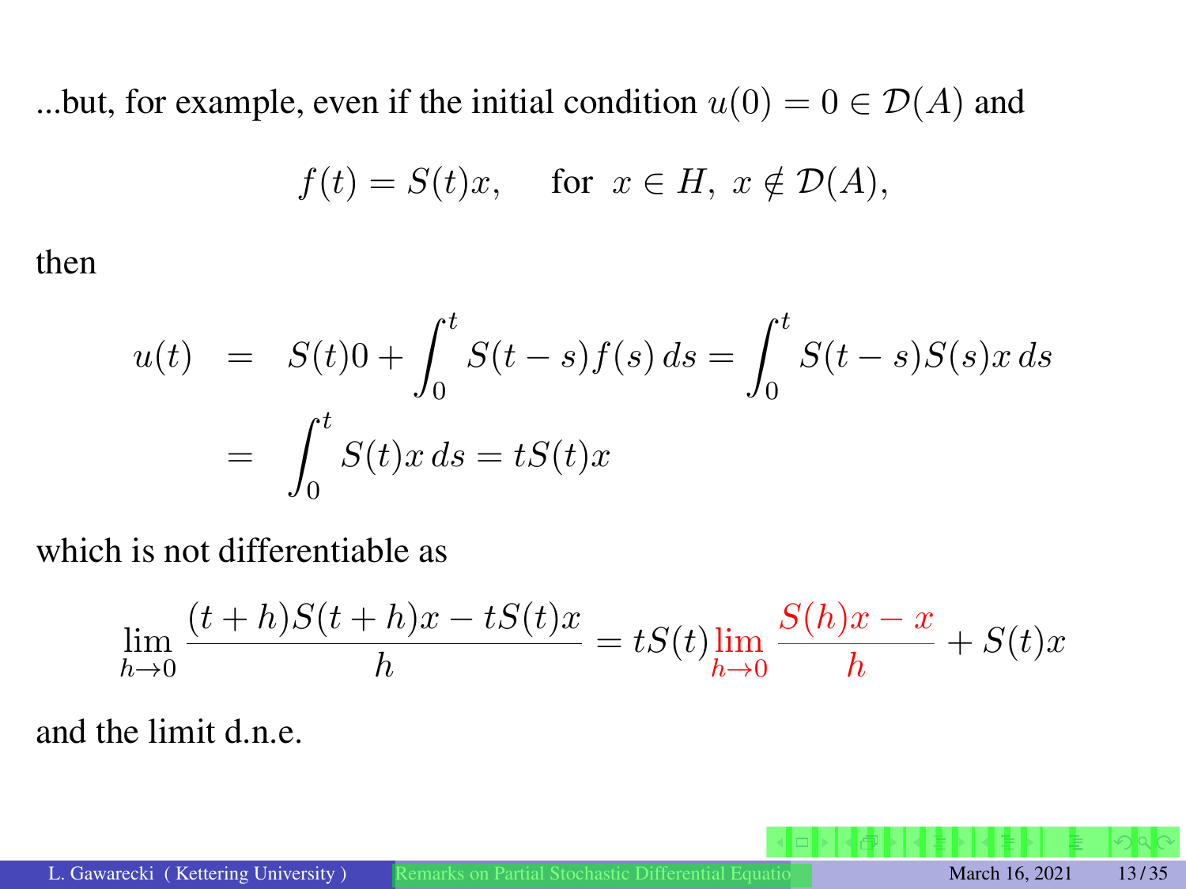...but, for example, even if the initial condition $u(0) = 0 \in \mathcal{D}(A)$ and

$$f(t) = S(t)x, \quad \text{for } x \in H, \ x \notin \mathcal{D}(A),$$

then

$$\begin{aligned} u(t) &= S(t)0 + \int_0^t S(t-s)f(s)\,ds = \int_0^t S(t-s)S(s)x\,ds \\ &= \int_0^t S(t)x\,ds = tS(t)x \end{aligned}$$

which is not differentiable as

$$\lim_{h \to 0} \frac{(t+h)S(t+h)x - tS(t)x}{h} = tS(t)\lim_{h \to 0} \frac{S(h)x - x}{h} + S(t)x$$

and the limit d.n.e.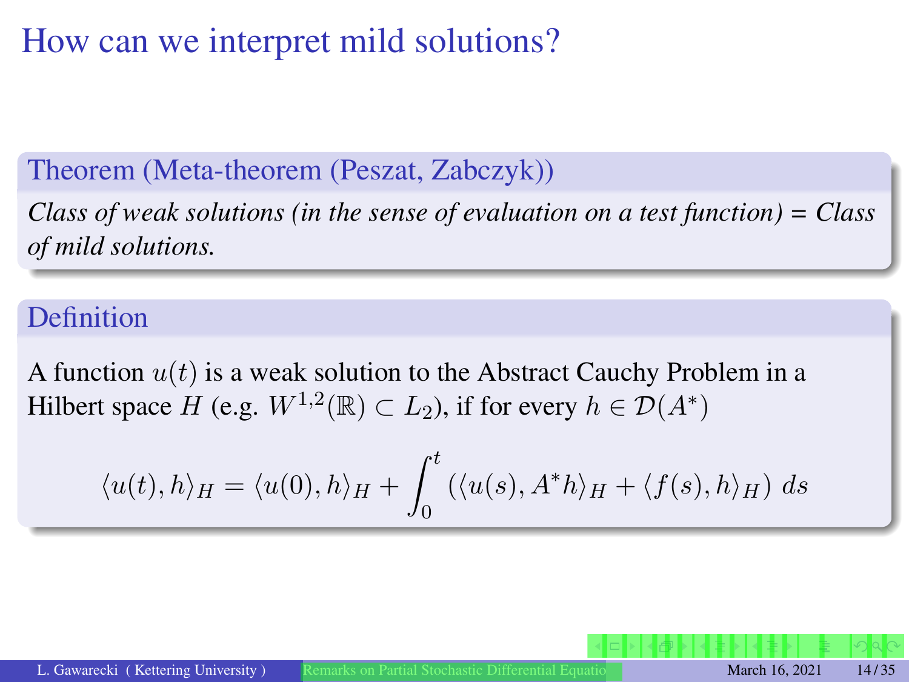# How can we interpret mild solutions?

**Theorem (Meta-theorem (Peszat, Zabczyk))**

*Class of weak solutions (in the sense of evaluation on a test function) = Class of mild solutions.*

**Definition**

A function $u(t)$ is a weak solution to the Abstract Cauchy Problem in a Hilbert space $H$ (e.g. $W^{1,2}(\mathbb{R}) \subset L_2$), if for every $h \in \mathcal{D}(A^*)$

$$\langle u(t), h \rangle_H = \langle u(0), h \rangle_H + \int_0^t \left( \langle u(s), A^* h \rangle_H + \langle f(s), h \rangle_H \right) \, ds$$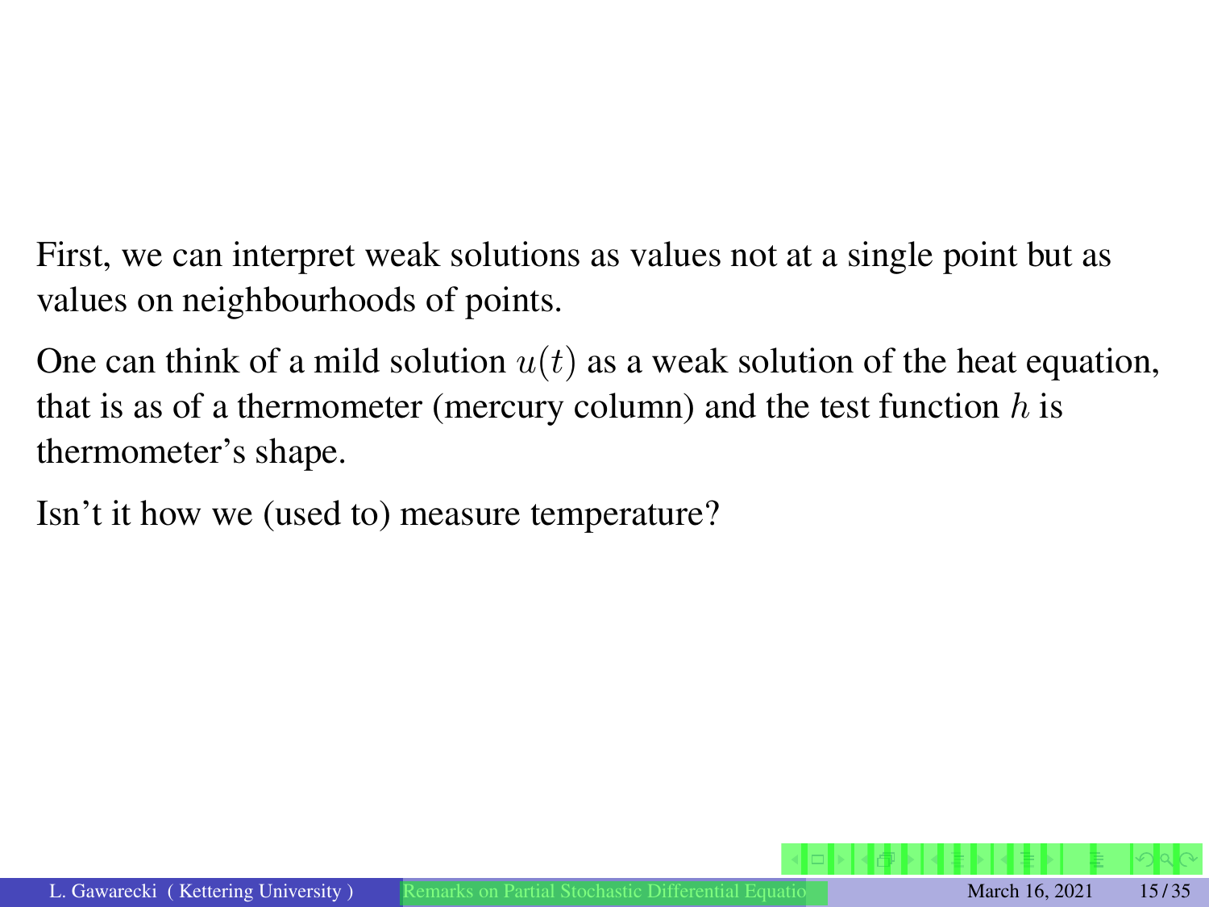First, we can interpret weak solutions as values not at a single point but as values on neighbourhoods of points.

One can think of a mild solution $u(t)$ as a weak solution of the heat equation, that is as of a thermometer (mercury column) and the test function $h$ is thermometer's shape.

Isn't it how we (used to) measure temperature?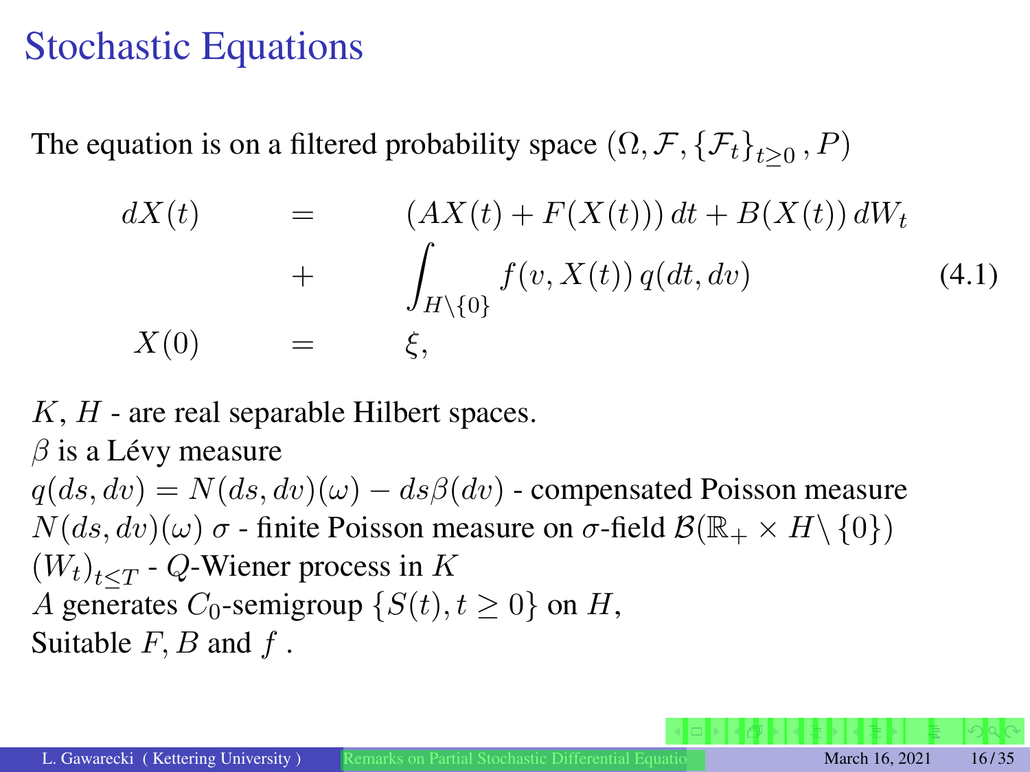# Stochastic Equations

The equation is on a filtered probability space $(\Omega, \mathcal{F}, \{\mathcal{F}_t\}_{t\geq 0}, P)$

$$
\begin{aligned}
dX(t) &= (AX(t) + F(X(t)))\,dt + B(X(t))\,dW_t \\
&+ \int_{H\setminus\{0\}} f(v, X(t))\,q(dt, dv) \\
X(0) &= \xi,
\end{aligned}
\tag{4.1}
$$

$K$, $H$ - are real separable Hilbert spaces.
$\beta$ is a Lévy measure
$q(ds, dv) = N(ds, dv)(\omega) - ds\beta(dv)$ - compensated Poisson measure
$N(ds, dv)(\omega)$ $\sigma$ - finite Poisson measure on $\sigma$-field $\mathcal{B}(\mathbb{R}_+ \times H\setminus\{0\})$
$(W_t)_{t\leq T}$ - $Q$-Wiener process in $K$
$A$ generates $C_0$-semigroup $\{S(t), t \geq 0\}$ on $H$,
Suitable $F$, $B$ and $f$ .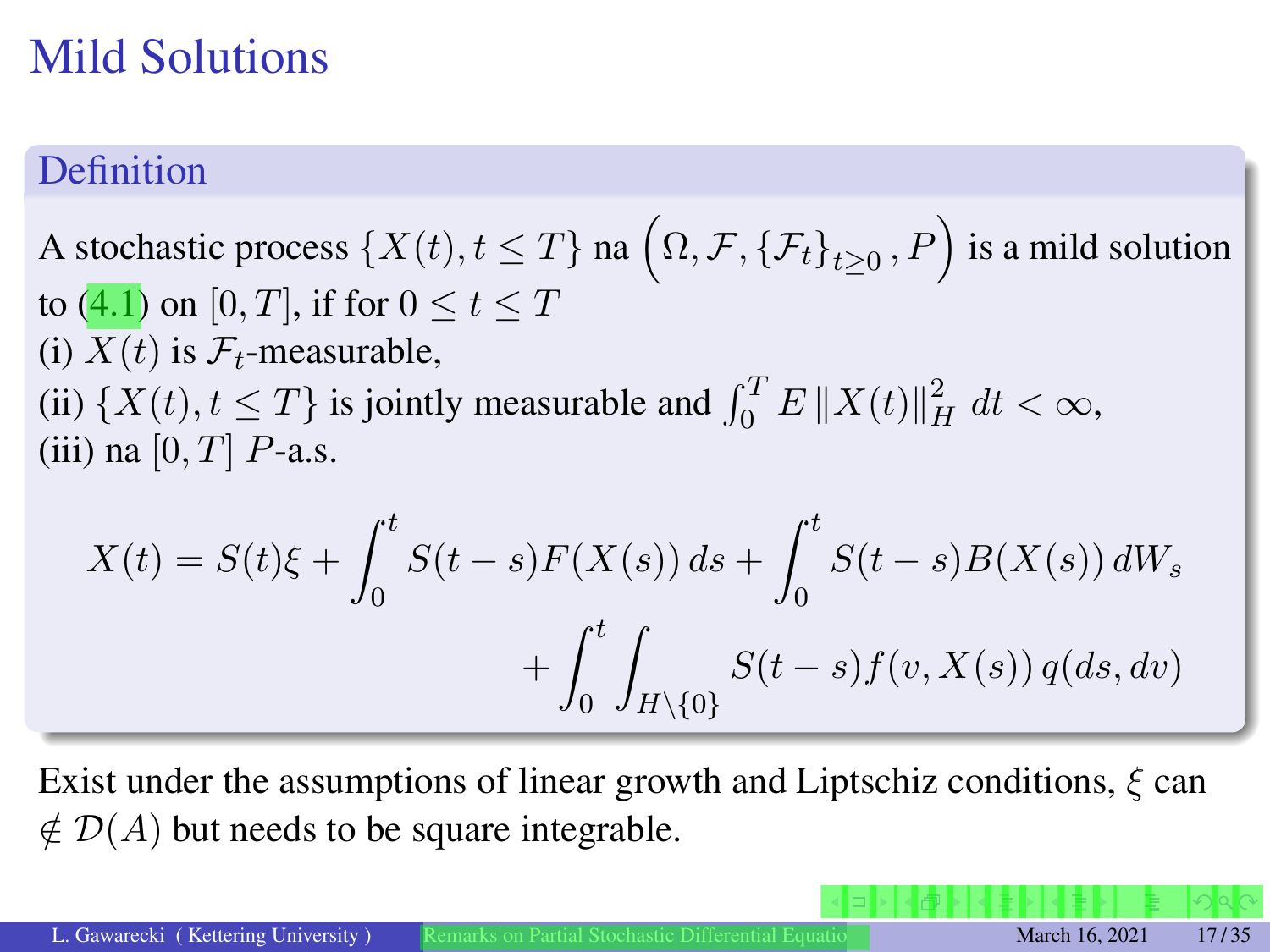# Mild Solutions

### Definition

A stochastic process $\{X(t), t \leq T\}$ na $\left(\Omega, \mathcal{F}, \{\mathcal{F}_t\}_{t \geq 0}, P\right)$ is a mild solution to (4.1) on $[0, T]$, if for $0 \leq t \leq T$

(i) $X(t)$ is $\mathcal{F}_t$-measurable,

(ii) $\{X(t), t \leq T\}$ is jointly measurable and $\int_0^T E \|X(t)\|_H^2 \, dt < \infty$,

(iii) na $[0, T]$ $P$-a.s.

$$X(t) = S(t)\xi + \int_0^t S(t-s)F(X(s))\, ds + \int_0^t S(t-s)B(X(s))\, dW_s + \int_0^t \int_{H \setminus \{0\}} S(t-s)f(v, X(s))\, q(ds, dv)$$

Exist under the assumptions of linear growth and Liptschiz conditions, $\xi$ can $\notin \mathcal{D}(A)$ but needs to be square integrable.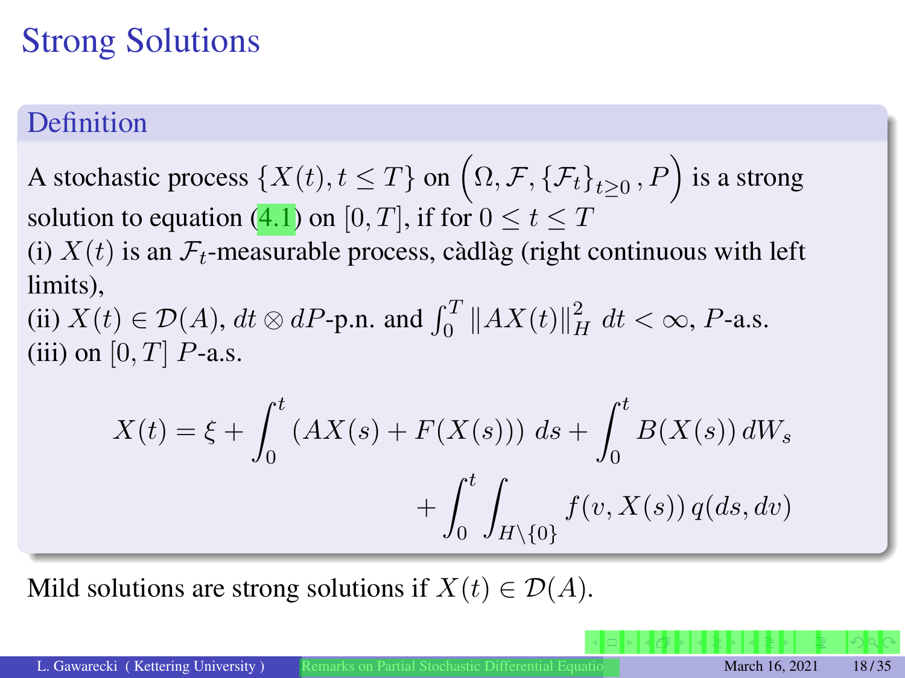# Strong Solutions

## Definition

A stochastic process $\{X(t), t \leq T\}$ on $\left(\Omega, \mathcal{F}, \{\mathcal{F}_t\}_{t\geq 0}, P\right)$ is a strong solution to equation (4.1) on $[0, T]$, if for $0 \leq t \leq T$

(i) $X(t)$ is an $\mathcal{F}_t$-measurable process, càdlàg (right continuous with left limits),

(ii) $X(t) \in \mathcal{D}(A)$, $dt \otimes dP$-p.n. and $\int_0^T \|AX(t)\|_H^2 \, dt < \infty$, $P$-a.s.

(iii) on $[0, T]$ $P$-a.s.

$$X(t) = \xi + \int_0^t \left(AX(s) + F(X(s))\right) ds + \int_0^t B(X(s))\, dW_s + \int_0^t \int_{H\setminus\{0\}} f(v, X(s))\, q(ds, dv)$$

Mild solutions are strong solutions if $X(t) \in \mathcal{D}(A)$.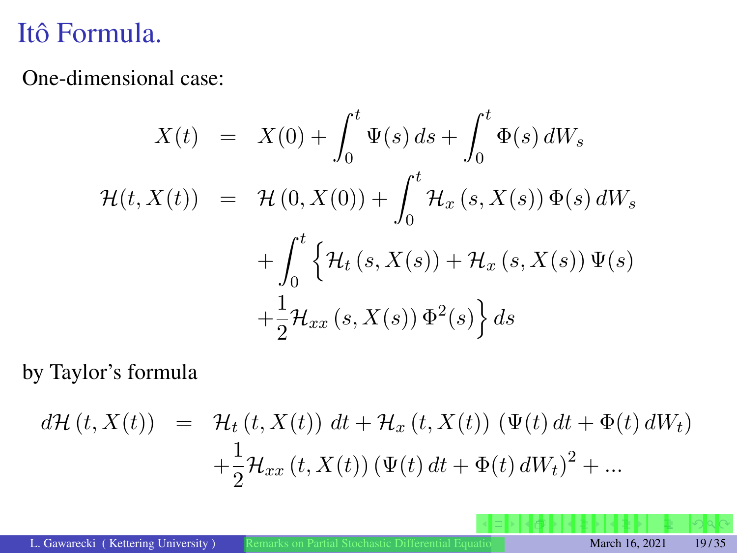# Itô Formula.

One-dimensional case:

$$
\begin{aligned}
X(t) &= X(0) + \int_0^t \Psi(s)\, ds + \int_0^t \Phi(s)\, dW_s \\
\mathcal{H}(t, X(t)) &= \mathcal{H}(0, X(0)) + \int_0^t \mathcal{H}_x(s, X(s))\, \Phi(s)\, dW_s \\
&\quad + \int_0^t \Big\{ \mathcal{H}_t(s, X(s)) + \mathcal{H}_x(s, X(s))\, \Psi(s) \\
&\quad + \frac{1}{2}\mathcal{H}_{xx}(s, X(s))\, \Phi^2(s) \Big\}\, ds
\end{aligned}
$$

by Taylor's formula

$$
\begin{aligned}
d\mathcal{H}(t, X(t)) &= \mathcal{H}_t(t, X(t))\, dt + \mathcal{H}_x(t, X(t))\, (\Psi(t)\, dt + \Phi(t)\, dW_t) \\
&\quad + \frac{1}{2}\mathcal{H}_{xx}(t, X(t))\, (\Psi(t)\, dt + \Phi(t)\, dW_t)^2 + \ldots
\end{aligned}
$$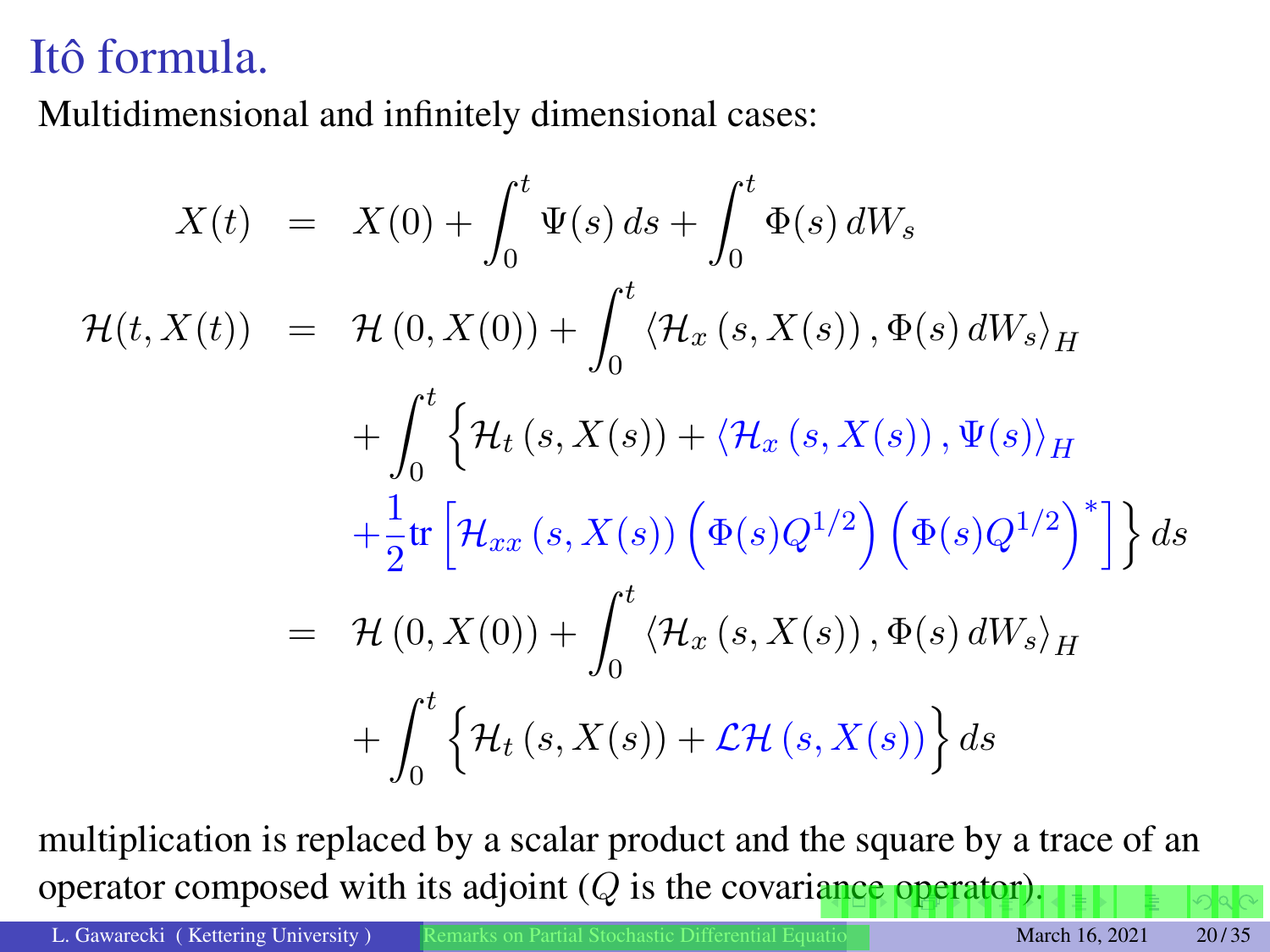# Itô formula.

Multidimensional and infinitely dimensional cases:

$$
\begin{aligned}
X(t) &= X(0) + \int_0^t \Psi(s)\,ds + \int_0^t \Phi(s)\,dW_s \\
\mathcal{H}(t, X(t)) &= \mathcal{H}(0, X(0)) + \int_0^t \langle \mathcal{H}_x(s, X(s)), \Phi(s)\,dW_s \rangle_H \\
&\quad + \int_0^t \Big\{ \mathcal{H}_t(s, X(s)) + \langle \mathcal{H}_x(s, X(s)), \Psi(s) \rangle_H \\
&\quad + \frac{1}{2} \mathrm{tr}\left[ \mathcal{H}_{xx}(s, X(s)) \left( \Phi(s) Q^{1/2} \right) \left( \Phi(s) Q^{1/2} \right)^* \right] \Big\}\,ds \\
&= \mathcal{H}(0, X(0)) + \int_0^t \langle \mathcal{H}_x(s, X(s)), \Phi(s)\,dW_s \rangle_H \\
&\quad + \int_0^t \Big\{ \mathcal{H}_t(s, X(s)) + \mathcal{L}\mathcal{H}(s, X(s)) \Big\}\,ds
\end{aligned}
$$

multiplication is replaced by a scalar product and the square by a trace of an operator composed with its adjoint ($Q$ is the covariance operator).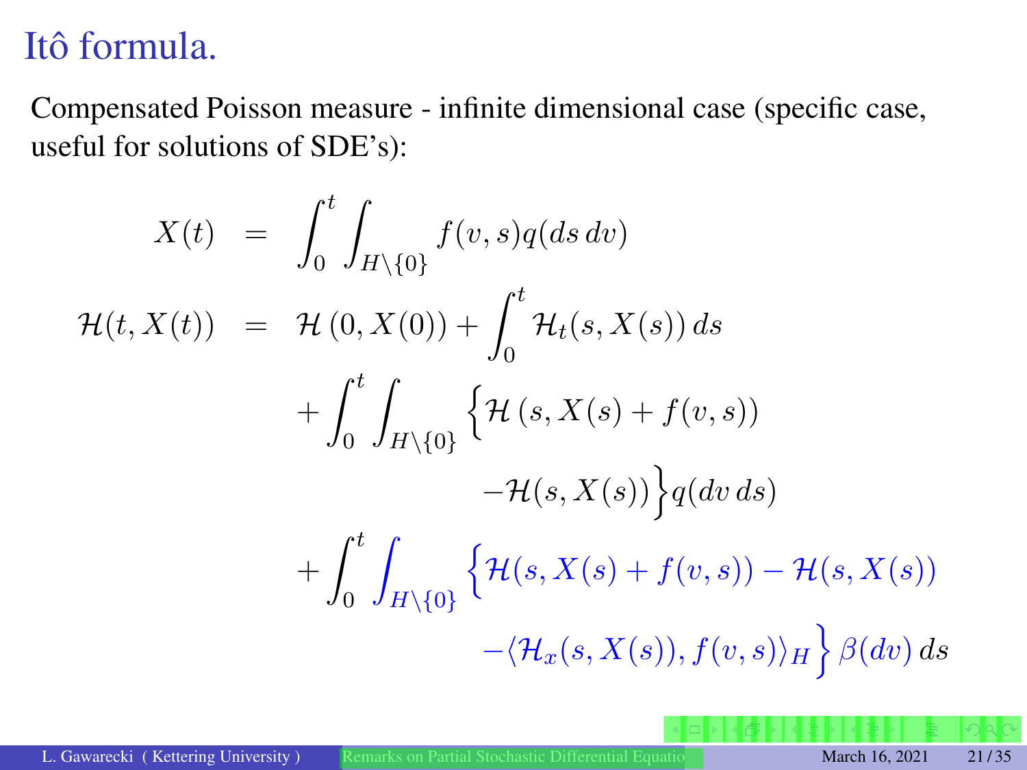# Itô formula.

Compensated Poisson measure - infinite dimensional case (specific case, useful for solutions of SDE's):

$$
\begin{aligned}
X(t) &= \int_0^t \int_{H\setminus\{0\}} f(v,s) q(ds\, dv) \\
\mathcal{H}(t, X(t)) &= \mathcal{H}\left(0, X(0)\right) + \int_0^t \mathcal{H}_t(s, X(s))\, ds \\
&\quad + \int_0^t \int_{H\setminus\{0\}} \Big\{ \mathcal{H}\left(s, X(s) + f(v,s)\right) \\
&\qquad\qquad - \mathcal{H}(s, X(s)) \Big\} q(dv\, ds) \\
&\quad + \int_0^t \int_{H\setminus\{0\}} \Big\{ \mathcal{H}(s, X(s) + f(v,s)) - \mathcal{H}(s, X(s)) \\
&\qquad\qquad - \langle \mathcal{H}_x(s, X(s)), f(v,s) \rangle_H \Big\} \beta(dv)\, ds
\end{aligned}
$$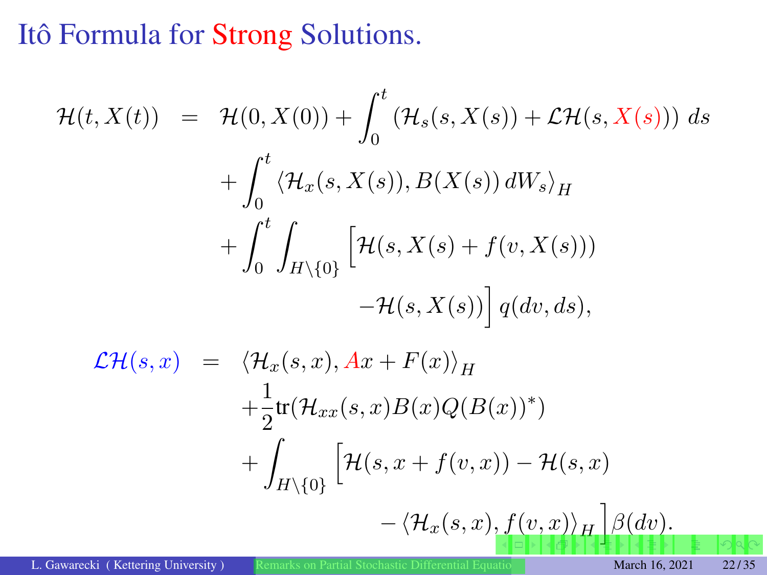# Itô Formula for Strong Solutions.

$$
\begin{aligned}
\mathcal{H}(t, X(t)) &= \mathcal{H}(0, X(0)) + \int_0^t \left(\mathcal{H}_s(s, X(s)) + \mathcal{L}\mathcal{H}(s, X(s))\right) ds \\
&\quad + \int_0^t \langle \mathcal{H}_x(s, X(s)), B(X(s))\, dW_s \rangle_H \\
&\quad + \int_0^t \int_{H\setminus\{0\}} \Big[\mathcal{H}(s, X(s) + f(v, X(s))) \\
&\qquad\qquad - \mathcal{H}(s, X(s))\Big]\, q(dv, ds),
\end{aligned}
$$

$$
\begin{aligned}
\mathcal{L}\mathcal{H}(s, x) &= \langle \mathcal{H}_x(s, x), Ax + F(x)\rangle_H \\
&\quad + \frac{1}{2}\mathrm{tr}(\mathcal{H}_{xx}(s, x) B(x) Q (B(x))^*) \\
&\quad + \int_{H\setminus\{0\}} \Big[\mathcal{H}(s, x + f(v, x)) - \mathcal{H}(s, x) \\
&\qquad\qquad - \langle \mathcal{H}_x(s, x), f(v, x)\rangle_H\Big] \beta(dv).
\end{aligned}
$$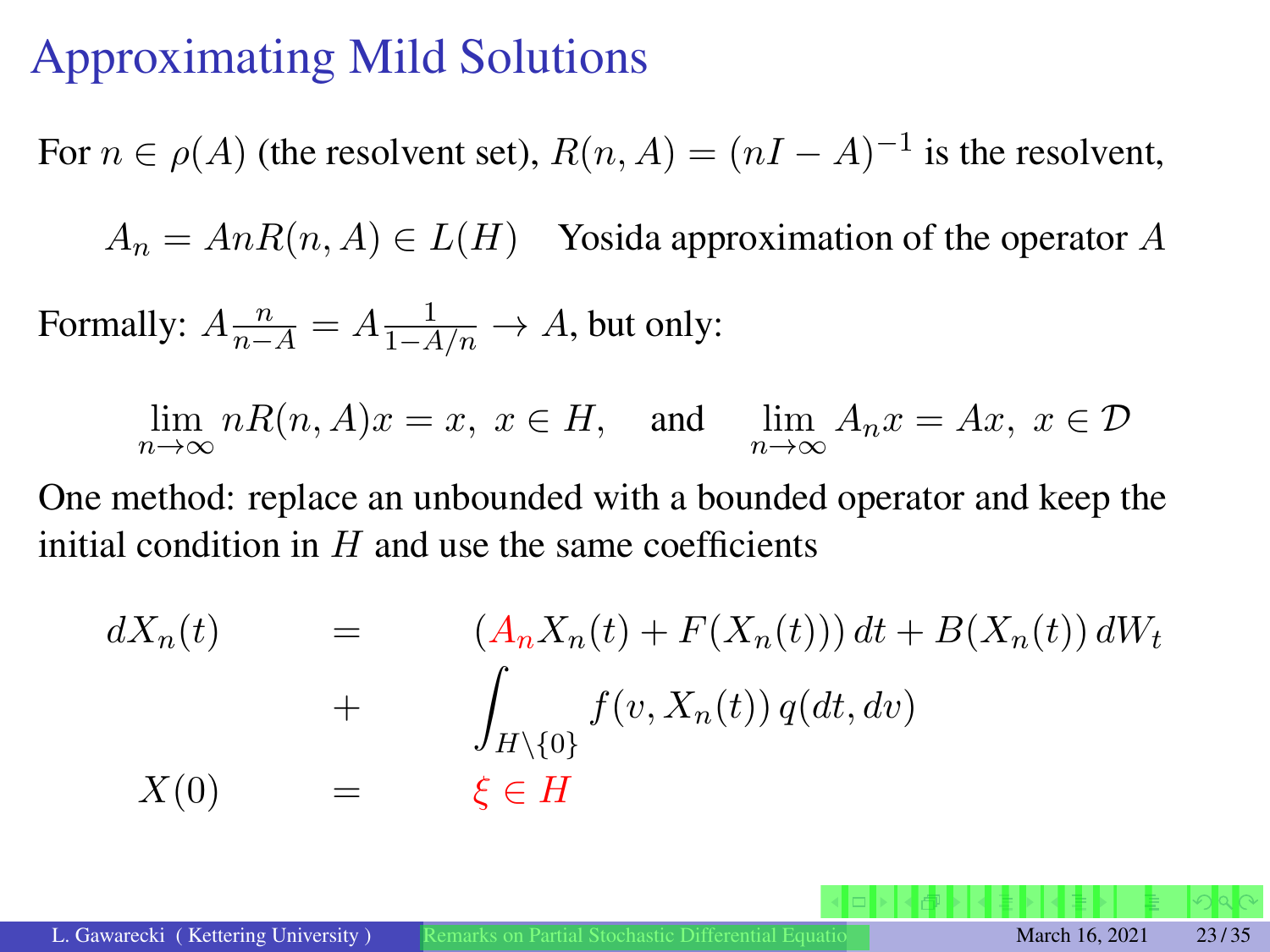# Approximating Mild Solutions

For $n \in \rho(A)$ (the resolvent set), $R(n, A) = (nI - A)^{-1}$ is the resolvent,

$$A_n = AnR(n, A) \in L(H) \quad \text{Yosida approximation of the operator } A$$

Formally: $A\frac{n}{n-A} = A\frac{1}{1-A/n} \to A$, but only:

$$\lim_{n\to\infty} nR(n, A)x = x, \; x \in H, \quad \text{and} \quad \lim_{n\to\infty} A_n x = Ax, \; x \in \mathcal{D}$$

One method: replace an unbounded with a bounded operator and keep the initial condition in $H$ and use the same coefficients

$$
\begin{aligned}
dX_n(t) &= (A_n X_n(t) + F(X_n(t)))\,dt + B(X_n(t))\,dW_t \\
&+ \int_{H\setminus\{0\}} f(v, X_n(t))\,q(dt, dv) \\
X(0) &= \xi \in H
\end{aligned}
$$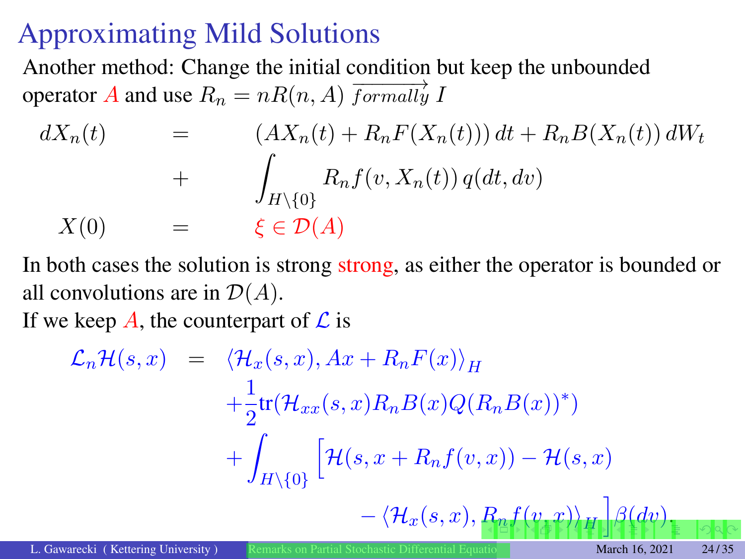# Approximating Mild Solutions

Another method: Change the initial condition but keep the unbounded operator $A$ and use $R_n = nR(n, A) \xrightarrow[formally]{} I$

$$
\begin{aligned}
dX_n(t) &= (AX_n(t) + R_n F(X_n(t)))\,dt + R_n B(X_n(t))\,dW_t \\
&+ \int_{H\setminus\{0\}} R_n f(v, X_n(t))\,q(dt, dv) \\
X(0) &= \xi \in \mathcal{D}(A)
\end{aligned}
$$

In both cases the solution is strong strong, as either the operator is bounded or all convolutions are in $\mathcal{D}(A)$.

If we keep $A$, the counterpart of $\mathcal{L}$ is

$$
\begin{aligned}
\mathcal{L}_n \mathcal{H}(s,x) = \; & \langle \mathcal{H}_x(s,x), Ax + R_n F(x)\rangle_H \\
& + \frac{1}{2}\mathrm{tr}(\mathcal{H}_{xx}(s,x) R_n B(x) Q (R_n B(x))^*) \\
& + \int_{H\setminus\{0\}} \Big[\mathcal{H}(s, x + R_n f(v,x)) - \mathcal{H}(s,x) \\
& \qquad - \langle \mathcal{H}_x(s,x), R_n f(v,x)\rangle_H \Big]\beta(dv).
\end{aligned}
$$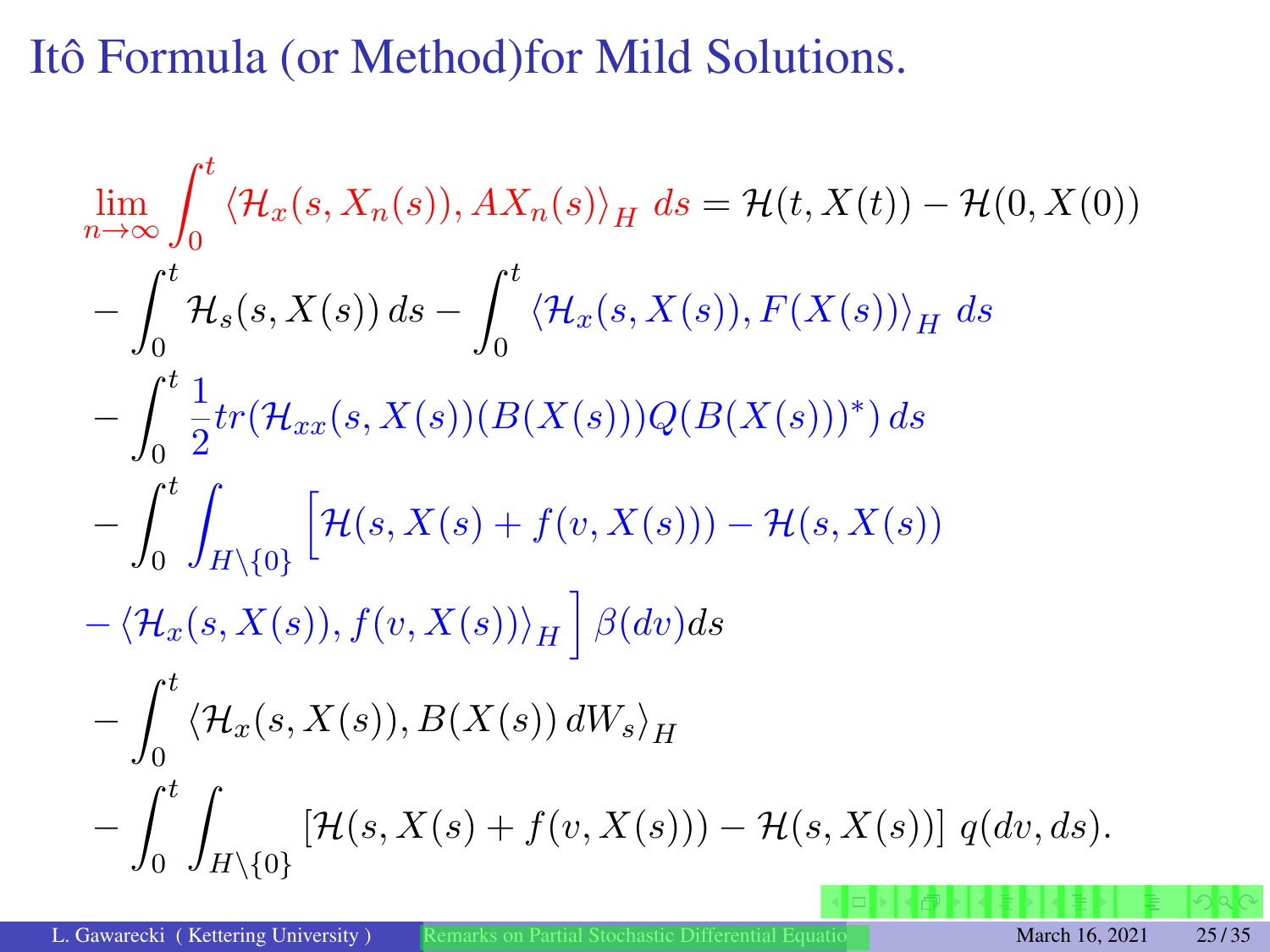# Itô Formula (or Method)for Mild Solutions.

$$
\begin{aligned}
\lim_{n\to\infty} \int_0^t \langle \mathcal{H}_x(s, X_n(s)), AX_n(s)\rangle_H \, ds &= \mathcal{H}(t, X(t)) - \mathcal{H}(0, X(0)) \\
&- \int_0^t \mathcal{H}_s(s, X(s))\, ds - \int_0^t \langle \mathcal{H}_x(s, X(s)), F(X(s))\rangle_H \, ds \\
&- \int_0^t \frac{1}{2} tr(\mathcal{H}_{xx}(s, X(s))(B(X(s)))Q(B(X(s)))^*)\, ds \\
&- \int_0^t \int_{H\setminus\{0\}} \Big[\mathcal{H}(s, X(s) + f(v, X(s))) - \mathcal{H}(s, X(s)) \\
&- \langle \mathcal{H}_x(s, X(s)), f(v, X(s))\rangle_H \Big]\, \beta(dv) ds \\
&- \int_0^t \langle \mathcal{H}_x(s, X(s)), B(X(s))\, dW_s\rangle_H \\
&- \int_0^t \int_{H\setminus\{0\}} \left[\mathcal{H}(s, X(s) + f(v, X(s))) - \mathcal{H}(s, X(s))\right] q(dv, ds).
\end{aligned}
$$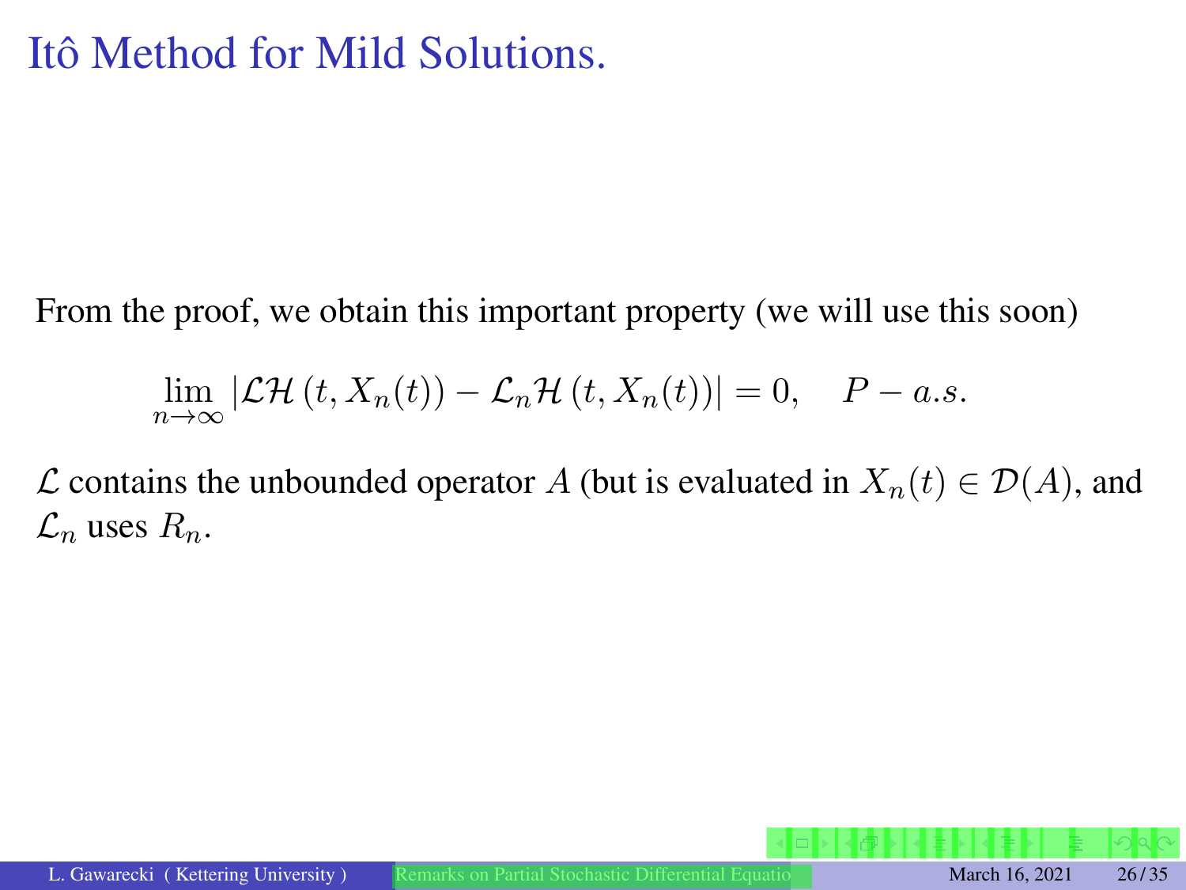# Itô Method for Mild Solutions.

From the proof, we obtain this important property (we will use this soon)

$$\lim_{n\to\infty} \left|\mathcal{L}\mathcal{H}\left(t, X_n(t)\right) - \mathcal{L}_n\mathcal{H}\left(t, X_n(t)\right)\right| = 0, \quad P - a.s.$$

$\mathcal{L}$ contains the unbounded operator $A$ (but is evaluated in $X_n(t) \in \mathcal{D}(A)$, and $\mathcal{L}_n$ uses $R_n$.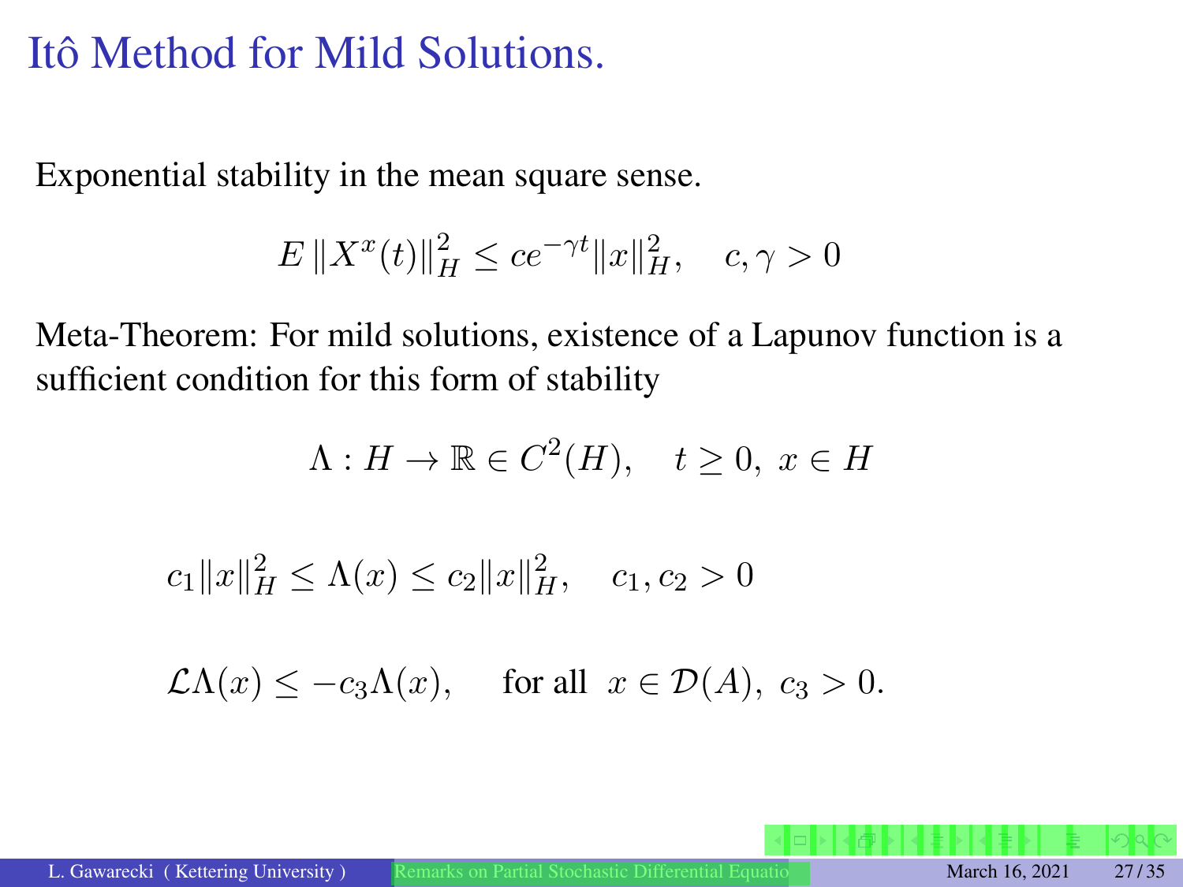# Itô Method for Mild Solutions.

Exponential stability in the mean square sense.

$$E\,\|X^x(t)\|_H^2 \le c e^{-\gamma t}\|x\|_H^2, \quad c, \gamma > 0$$

Meta-Theorem: For mild solutions, existence of a Lapunov function is a sufficient condition for this form of stability

$$\Lambda : H \to \mathbb{R} \in C^2(H), \quad t \ge 0,\ x \in H$$

$$c_1\|x\|_H^2 \le \Lambda(x) \le c_2\|x\|_H^2, \quad c_1, c_2 > 0$$

$$\mathcal{L}\Lambda(x) \le -c_3\Lambda(x), \qquad \text{for all } \ x \in \mathcal{D}(A),\ c_3 > 0.$$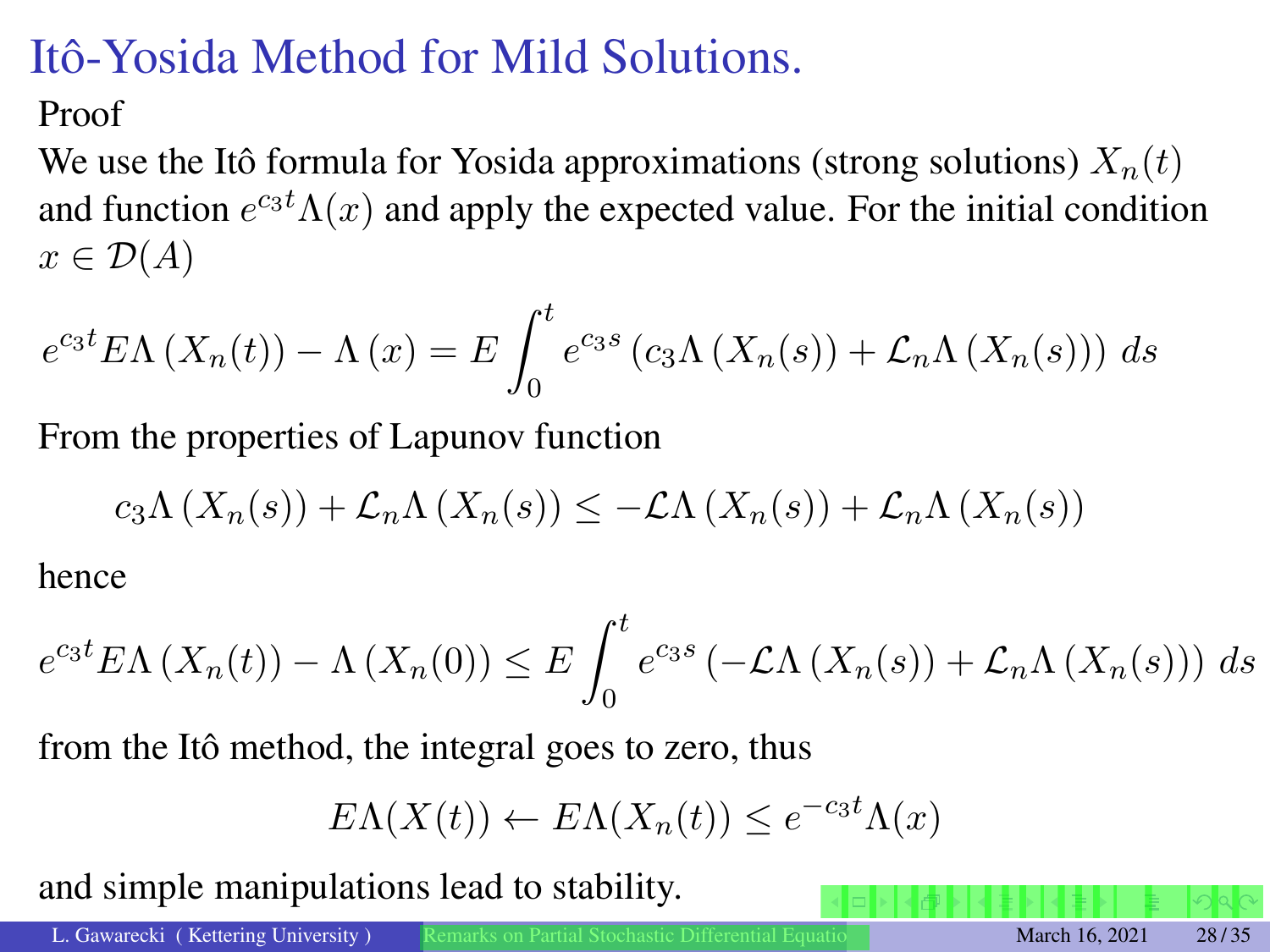# Itô-Yosida Method for Mild Solutions.

Proof

We use the Itô formula for Yosida approximations (strong solutions) $X_n(t)$ and function $e^{c_3 t}\Lambda(x)$ and apply the expected value. For the initial condition $x \in \mathcal{D}(A)$

$$e^{c_3 t} E\Lambda\left(X_n(t)\right) - \Lambda\left(x\right) = E\int_0^t e^{c_3 s}\left(c_3\Lambda\left(X_n(s)\right) + \mathcal{L}_n\Lambda\left(X_n(s)\right)\right) ds$$

From the properties of Lapunov function

$$c_3\Lambda\left(X_n(s)\right) + \mathcal{L}_n\Lambda\left(X_n(s)\right) \leq -\mathcal{L}\Lambda\left(X_n(s)\right) + \mathcal{L}_n\Lambda\left(X_n(s)\right)$$

hence

$$e^{c_3 t} E\Lambda\left(X_n(t)\right) - \Lambda\left(X_n(0)\right) \leq E\int_0^t e^{c_3 s}\left(-\mathcal{L}\Lambda\left(X_n(s)\right) + \mathcal{L}_n\Lambda\left(X_n(s)\right)\right) ds$$

from the Itô method, the integral goes to zero, thus

$$E\Lambda(X(t)) \leftarrow E\Lambda(X_n(t)) \leq e^{-c_3 t}\Lambda(x)$$

and simple manipulations lead to stability.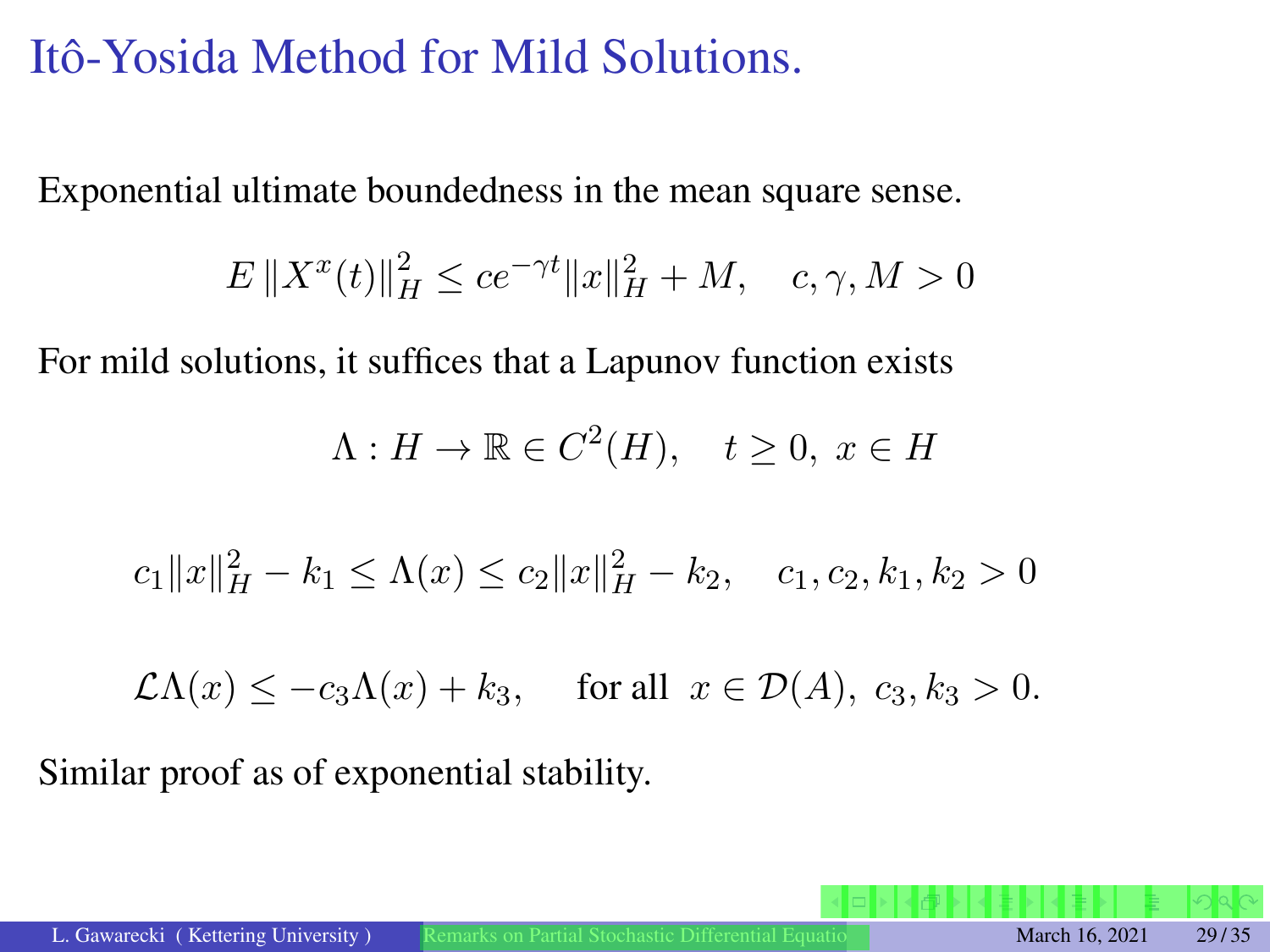# Itô-Yosida Method for Mild Solutions.

Exponential ultimate boundedness in the mean square sense.

$$E\,\|X^x(t)\|_H^2 \le ce^{-\gamma t}\|x\|_H^2 + M, \quad c, \gamma, M > 0$$

For mild solutions, it suffices that a Lapunov function exists

$$\Lambda : H \to \mathbb{R} \in C^2(H), \quad t \ge 0,\ x \in H$$

$$c_1\|x\|_H^2 - k_1 \le \Lambda(x) \le c_2\|x\|_H^2 - k_2, \quad c_1, c_2, k_1, k_2 > 0$$

$$\mathcal{L}\Lambda(x) \le -c_3\Lambda(x) + k_3, \quad \text{for all } x \in \mathcal{D}(A),\ c_3, k_3 > 0.$$

Similar proof as of exponential stability.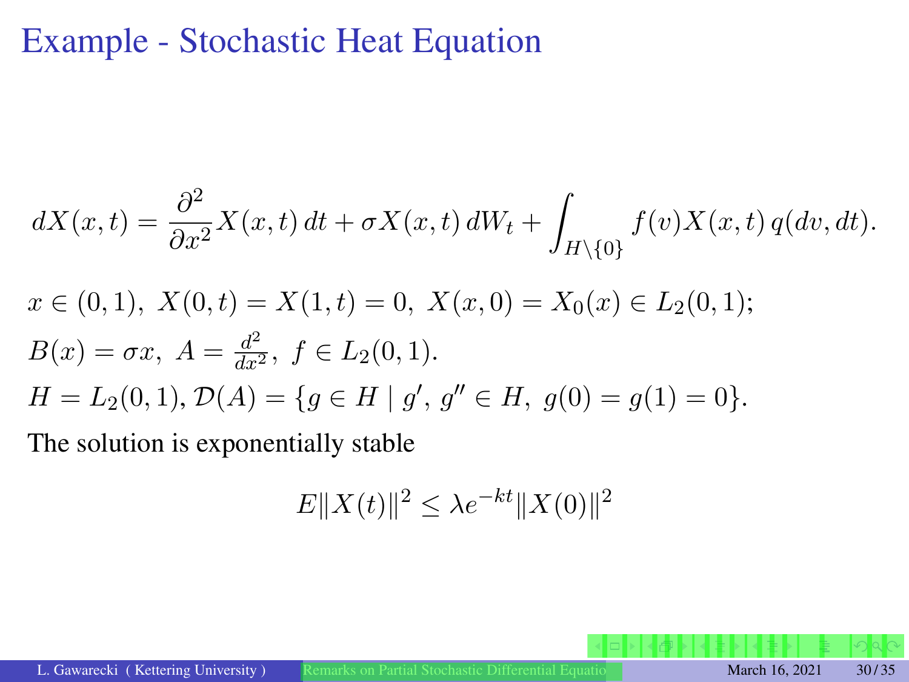# Example - Stochastic Heat Equation

$$dX(x,t) = \frac{\partial^2}{\partial x^2} X(x,t)\, dt + \sigma X(x,t)\, dW_t + \int_{H\setminus\{0\}} f(v) X(x,t)\, q(dv, dt).$$

$x \in (0,1),\ X(0,t) = X(1,t) = 0,\ X(x,0) = X_0(x) \in L_2(0,1);$

$B(x) = \sigma x,\ A = \frac{d^2}{dx^2},\ f \in L_2(0,1).$

$H = L_2(0,1), \mathcal{D}(A) = \{g \in H \mid g',\ g'' \in H,\ g(0) = g(1) = 0\}.$

The solution is exponentially stable

$$E\|X(t)\|^2 \leq \lambda e^{-kt} \|X(0)\|^2$$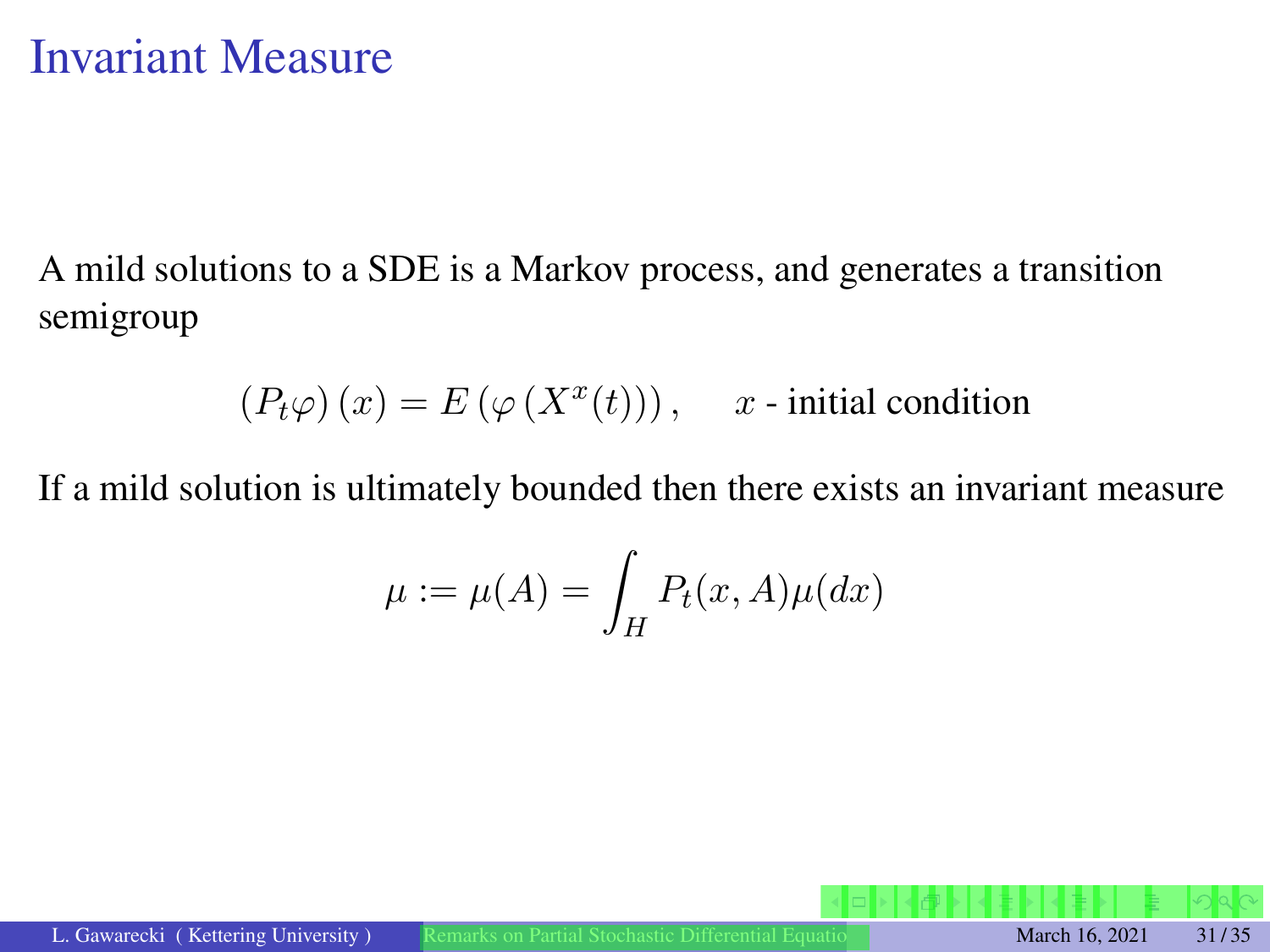# Invariant Measure

A mild solutions to a SDE is a Markov process, and generates a transition semigroup

$$\left(P_t\varphi\right)(x) = E\left(\varphi\left(X^x(t)\right)\right), \qquad x \text{ - initial condition}$$

If a mild solution is ultimately bounded then there exists an invariant measure

$$\mu := \mu(A) = \int_H P_t(x, A)\mu(dx)$$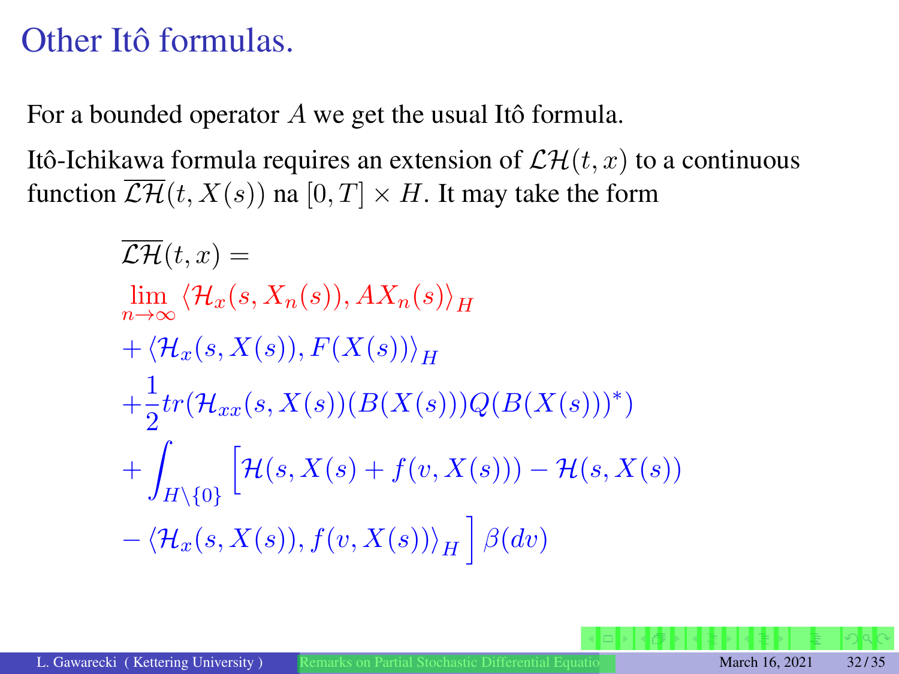# Other Itô formulas.

For a bounded operator $A$ we get the usual Itô formula.

Itô-Ichikawa formula requires an extension of $\mathcal{LH}(t,x)$ to a continuous function $\overline{\mathcal{LH}}(t, X(s))$ na $[0,T] \times H$. It may take the form

$$
\begin{aligned}
&\overline{\mathcal{LH}}(t,x) = \\
&\lim_{n\to\infty} \langle \mathcal{H}_x(s, X_n(s)), AX_n(s)\rangle_H \\
&+ \langle \mathcal{H}_x(s, X(s)), F(X(s))\rangle_H \\
&+ \frac{1}{2} tr(\mathcal{H}_{xx}(s, X(s))(B(X(s)))Q(B(X(s)))^*) \\
&+ \int_{H\setminus\{0\}} \Big[ \mathcal{H}(s, X(s) + f(v, X(s))) - \mathcal{H}(s, X(s)) \\
&- \langle \mathcal{H}_x(s, X(s)), f(v, X(s))\rangle_H \Big] \beta(dv)
\end{aligned}
$$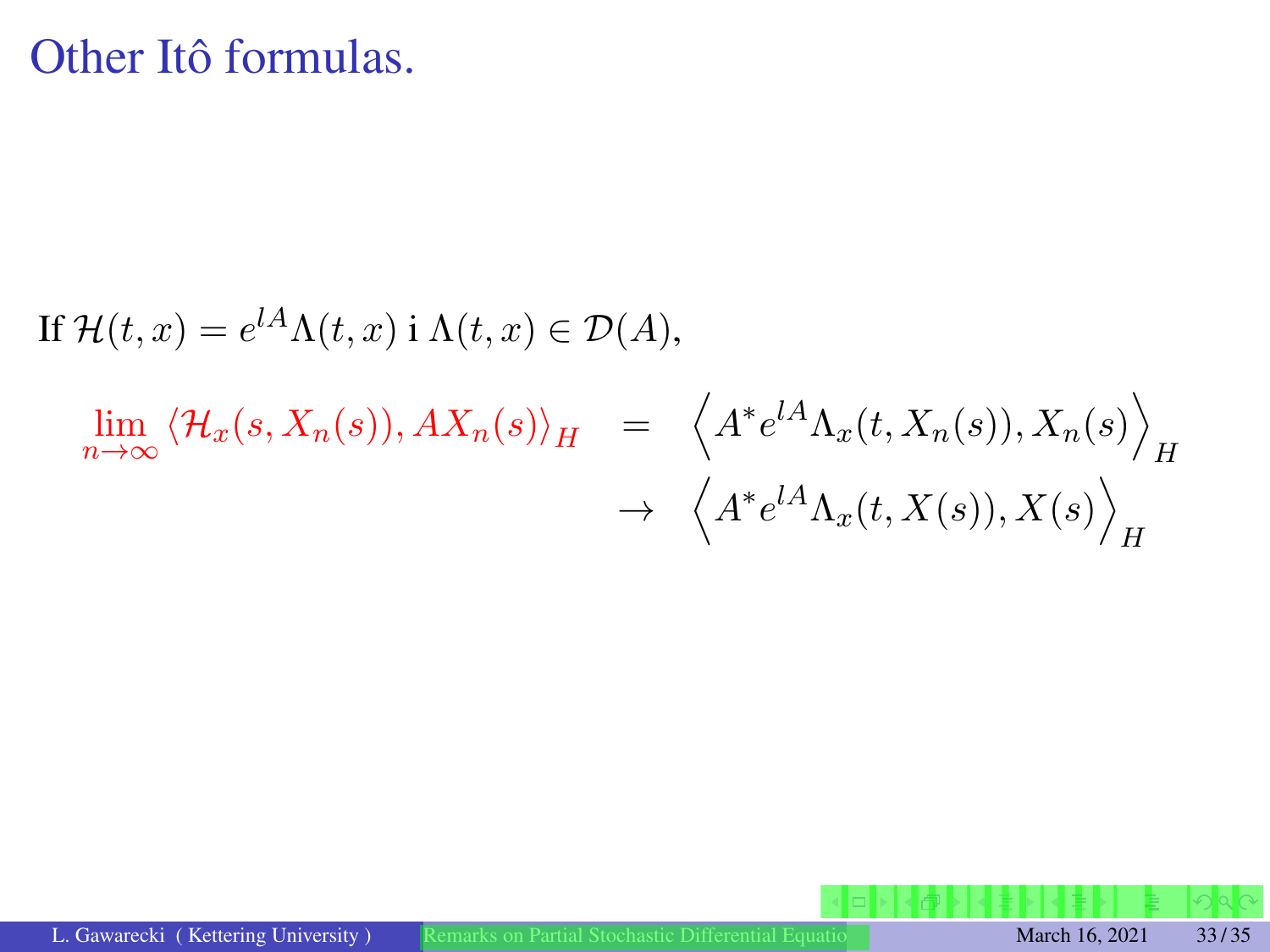# Other Itô formulas.

If $\mathcal{H}(t,x) = e^{lA}\Lambda(t,x)$ i $\Lambda(t,x) \in \mathcal{D}(A)$,

$$
\begin{aligned}
\lim_{n\to\infty} \langle \mathcal{H}_x(s, X_n(s)), AX_n(s) \rangle_H &= \left\langle A^* e^{lA} \Lambda_x(t, X_n(s)), X_n(s) \right\rangle_H \\
&\to \left\langle A^* e^{lA} \Lambda_x(t, X(s)), X(s) \right\rangle_H
\end{aligned}
$$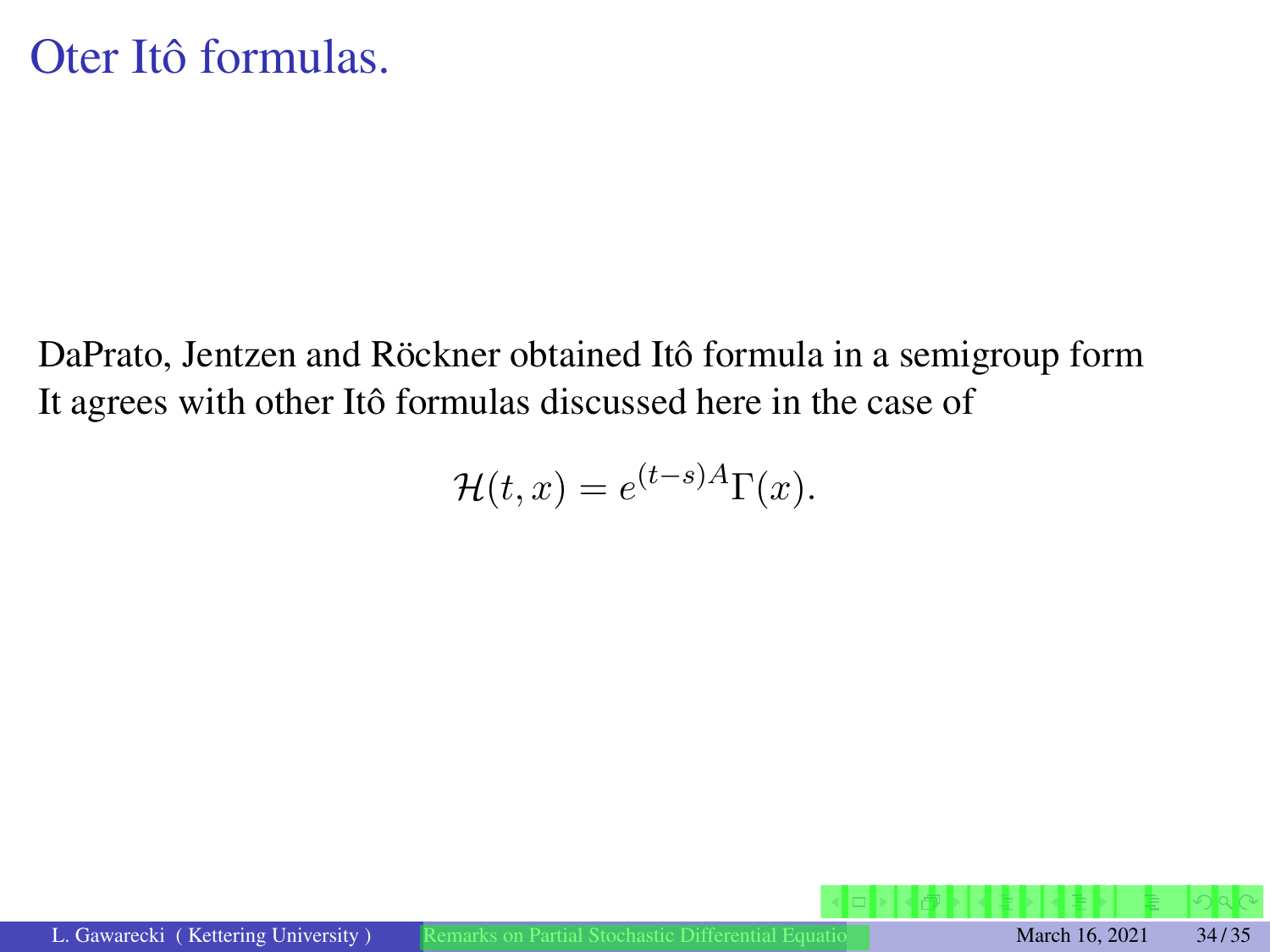# Oter Itô formulas.

DaPrato, Jentzen and Röckner obtained Itô formula in a semigroup form
It agrees with other Itô formulas discussed here in the case of

$$\mathcal{H}(t, x) = e^{(t-s)A}\Gamma(x).$$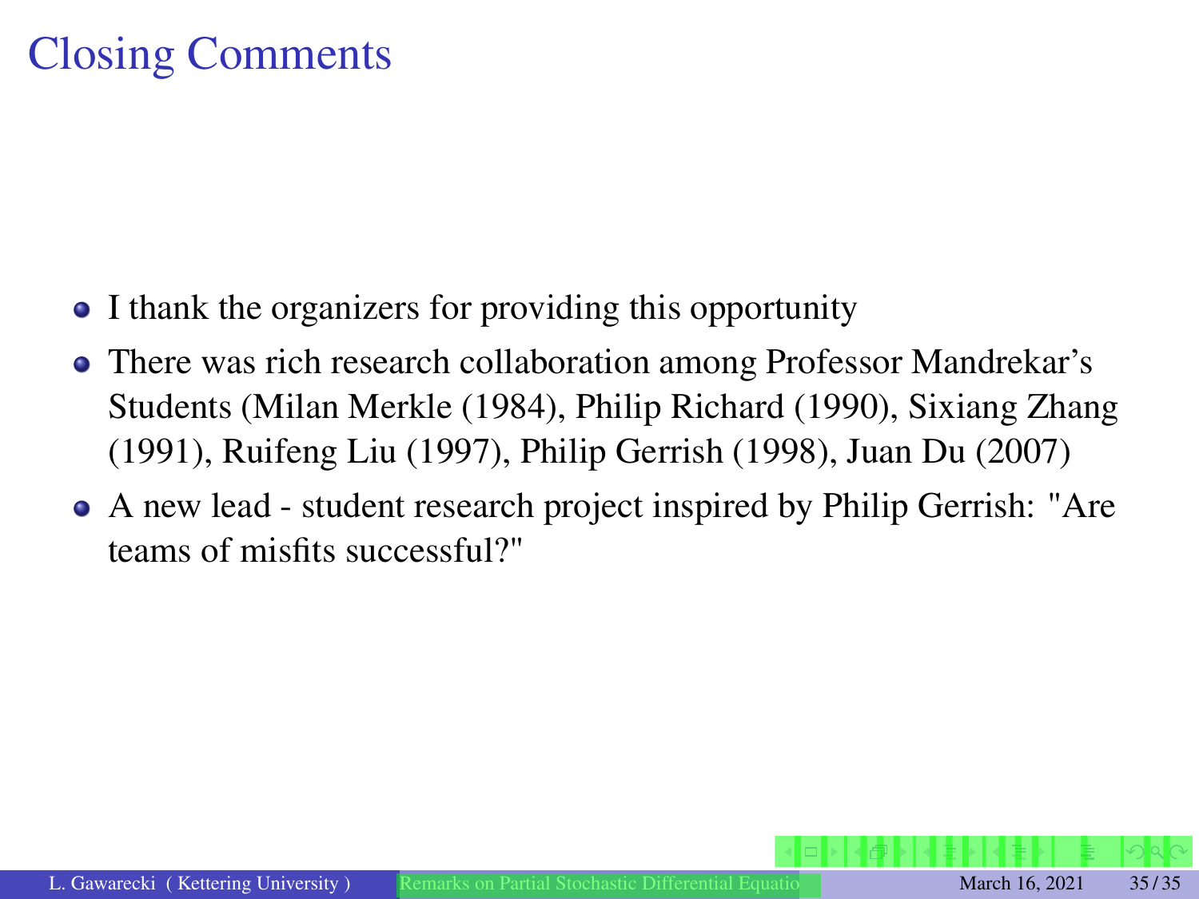# Closing Comments

- I thank the organizers for providing this opportunity
- There was rich research collaboration among Professor Mandrekar's Students (Milan Merkle (1984), Philip Richard (1990), Sixiang Zhang (1991), Ruifeng Liu (1997), Philip Gerrish (1998), Juan Du (2007)
- A new lead - student research project inspired by Philip Gerrish: "Are teams of misfits successful?"